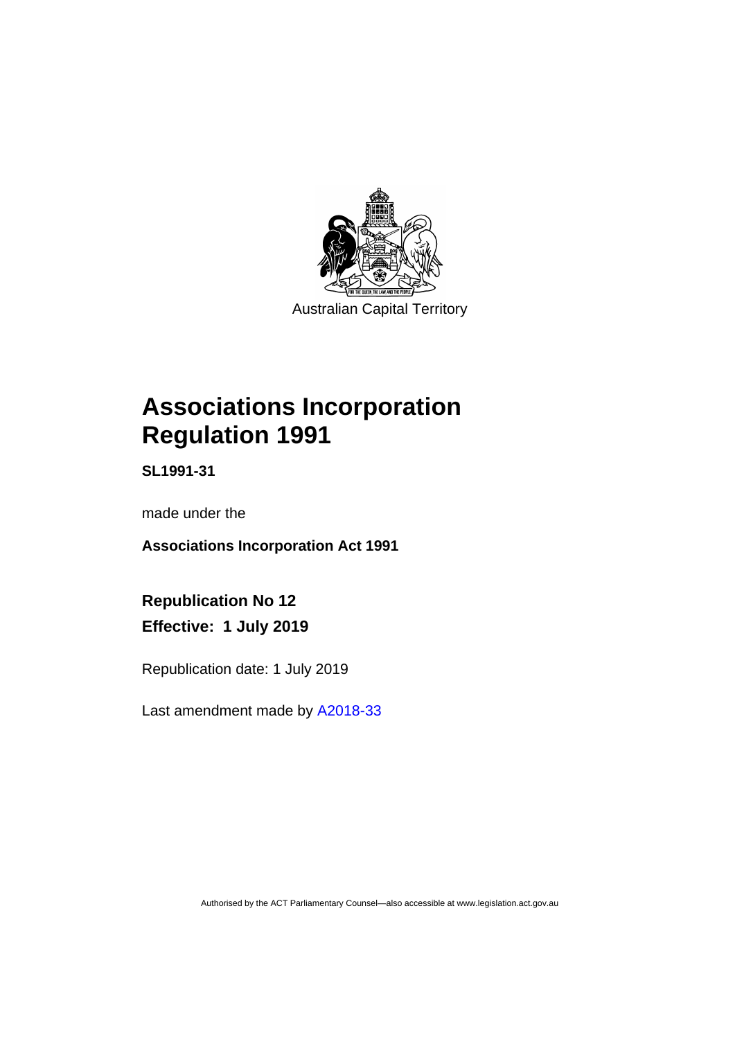Australian Capital Territory

# Associations Incorporation Regulation 1991

**SL1991-31**

made under the

**Associations Incorporation Act 1991**

## Republication No 12

## Effective: 1 July 2019

Republication date: 1 July 2019

Last amendment made by A2018-33

Authorised by the ACT Parliamentary Counsel—also accessible at www.legislation.act.gov.au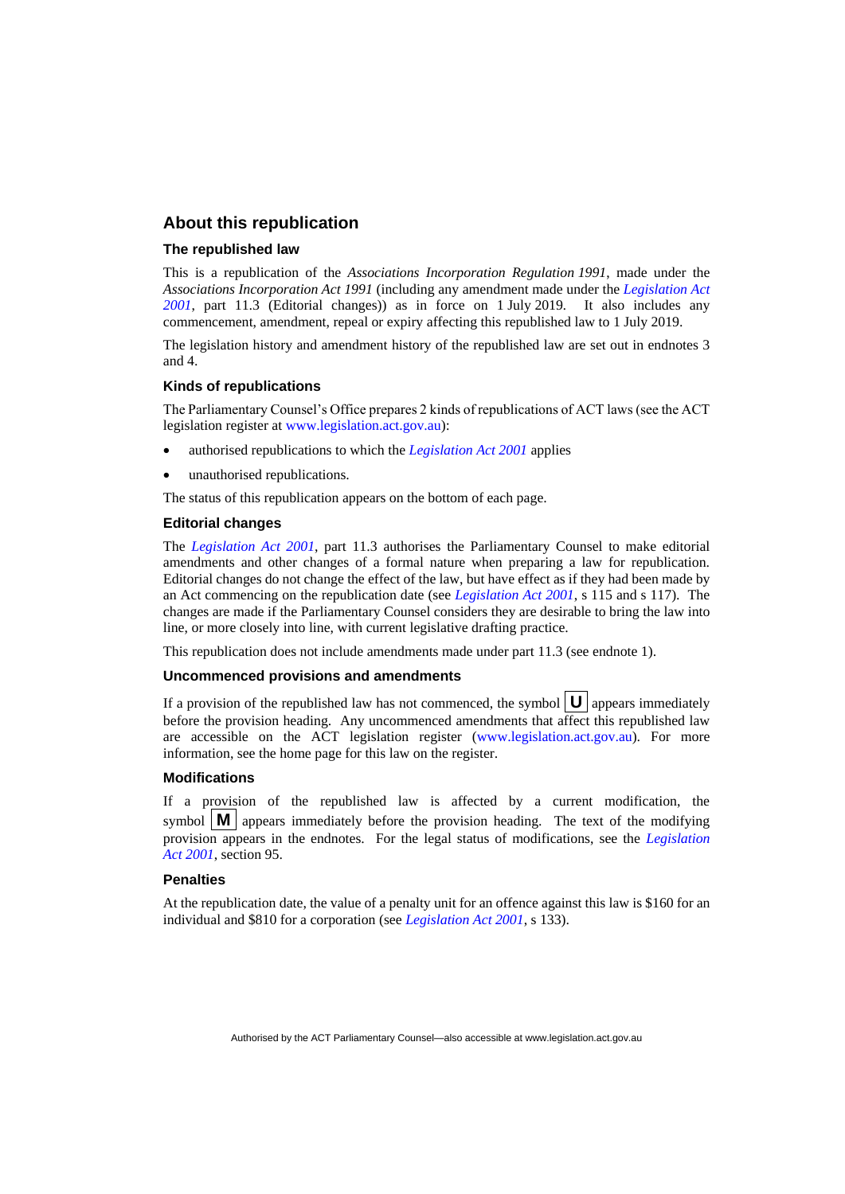## About this republication

### The republished law

This is a republication of the *Associations Incorporation Regulation 1991*, made under the *Associations Incorporation Act 1991* (including any amendment made under the *Legislation Act 2001*, part 11.3 (Editorial changes)) as in force on 1 July 2019. It also includes any commencement, amendment, repeal or expiry affecting this republished law to 1 July 2019.

The legislation history and amendment history of the republished law are set out in endnotes 3 and 4.

### Kinds of republications

The Parliamentary Counsel's Office prepares 2 kinds of republications of ACT laws (see the ACT legislation register at www.legislation.act.gov.au):

- authorised republications to which the *Legislation Act 2001* applies
- unauthorised republications.

The status of this republication appears on the bottom of each page.

### Editorial changes

The *Legislation Act 2001*, part 11.3 authorises the Parliamentary Counsel to make editorial amendments and other changes of a formal nature when preparing a law for republication. Editorial changes do not change the effect of the law, but have effect as if they had been made by an Act commencing on the republication date (see *Legislation Act 2001*, s 115 and s 117). The changes are made if the Parliamentary Counsel considers they are desirable to bring the law into line, or more closely into line, with current legislative drafting practice.

This republication does not include amendments made under part 11.3 (see endnote 1).

### Uncommenced provisions and amendments

If a provision of the republished law has not commenced, the symbol **U** appears immediately before the provision heading. Any uncommenced amendments that affect this republished law are accessible on the ACT legislation register (www.legislation.act.gov.au). For more information, see the home page for this law on the register.

### Modifications

If a provision of the republished law is affected by a current modification, the symbol **M** appears immediately before the provision heading. The text of the modifying provision appears in the endnotes. For the legal status of modifications, see the *Legislation Act 2001*, section 95.

### Penalties

At the republication date, the value of a penalty unit for an offence against this law is $160 for an individual and $810 for a corporation (see *Legislation Act 2001*, s 133).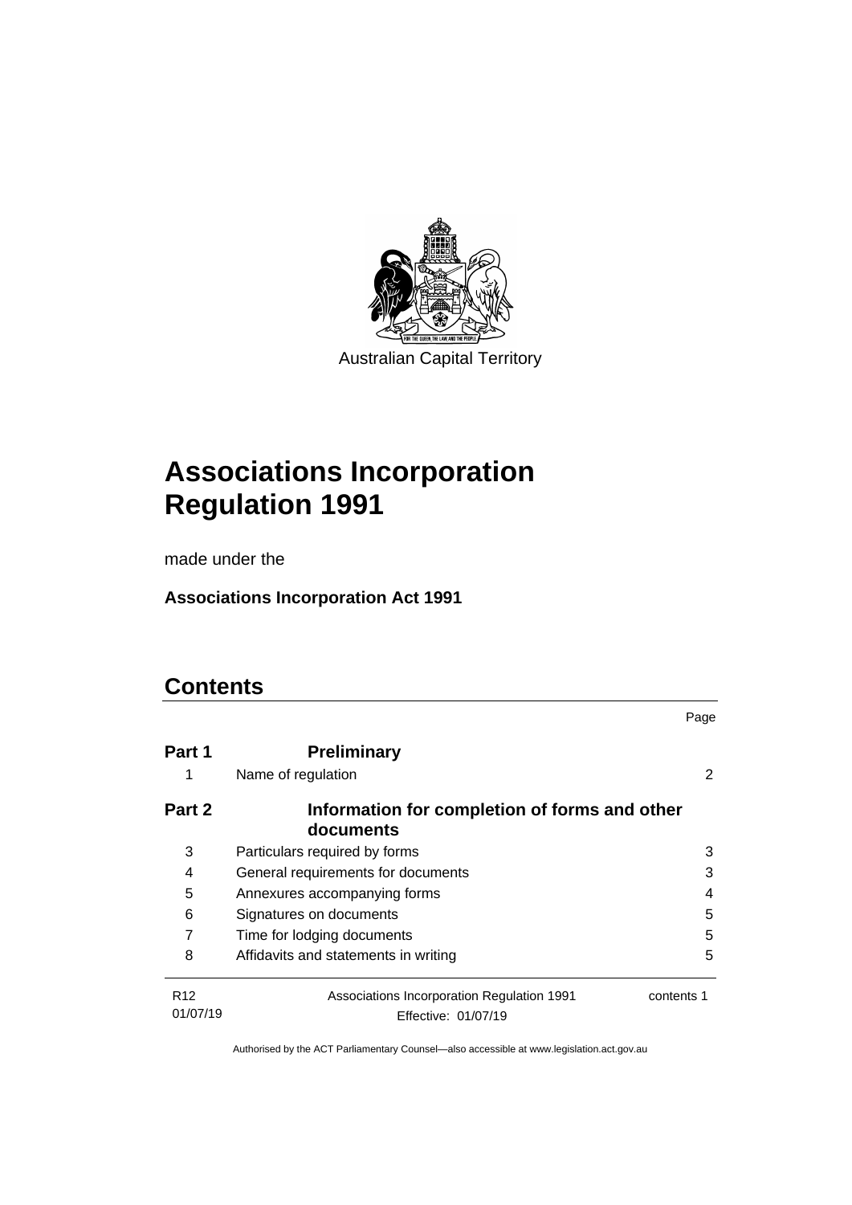Australian Capital Territory

# Associations Incorporation Regulation 1991

made under the

**Associations Incorporation Act 1991**

## Contents

| | | Page |
|---|---|---|
| **Part 1** | **Preliminary** | |
| 1 | Name of regulation | 2 |
| **Part 2** | **Information for completion of forms and other documents** | |
| 3 | Particulars required by forms | 3 |
| 4 | General requirements for documents | 3 |
| 5 | Annexures accompanying forms | 4 |
| 6 | Signatures on documents | 5 |
| 7 | Time for lodging documents | 5 |
| 8 | Affidavits and statements in writing | 5 |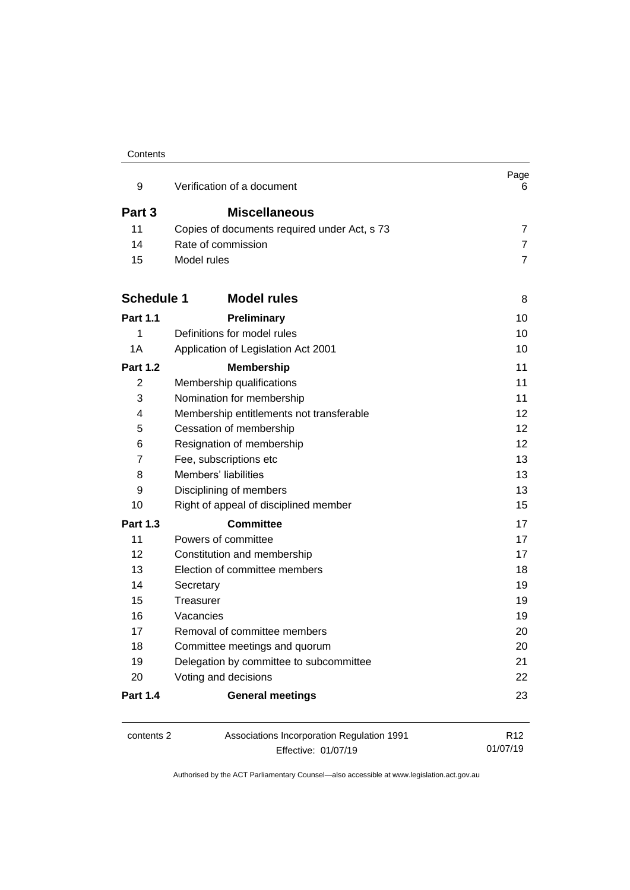| | | Page |
|---|---|---|
| 9 | Verification of a document | 6 |
| **Part 3** | **Miscellaneous** | |
| 11 | Copies of documents required under Act, s 73 | 7 |
| 14 | Rate of commission | 7 |
| 15 | Model rules | 7 |
| **Schedule 1** | **Model rules** | 8 |
| **Part 1.1** | **Preliminary** | 10 |
| 1 | Definitions for model rules | 10 |
| 1A | Application of Legislation Act 2001 | 10 |
| **Part 1.2** | **Membership** | 11 |
| 2 | Membership qualifications | 11 |
| 3 | Nomination for membership | 11 |
| 4 | Membership entitlements not transferable | 12 |
| 5 | Cessation of membership | 12 |
| 6 | Resignation of membership | 12 |
| 7 | Fee, subscriptions etc | 13 |
| 8 | Members' liabilities | 13 |
| 9 | Disciplining of members | 13 |
| 10 | Right of appeal of disciplined member | 15 |
| **Part 1.3** | **Committee** | 17 |
| 11 | Powers of committee | 17 |
| 12 | Constitution and membership | 17 |
| 13 | Election of committee members | 18 |
| 14 | Secretary | 19 |
| 15 | Treasurer | 19 |
| 16 | Vacancies | 19 |
| 17 | Removal of committee members | 20 |
| 18 | Committee meetings and quorum | 20 |
| 19 | Delegation by committee to subcommittee | 21 |
| 20 | Voting and decisions | 22 |
| **Part 1.4** | **General meetings** | 23 |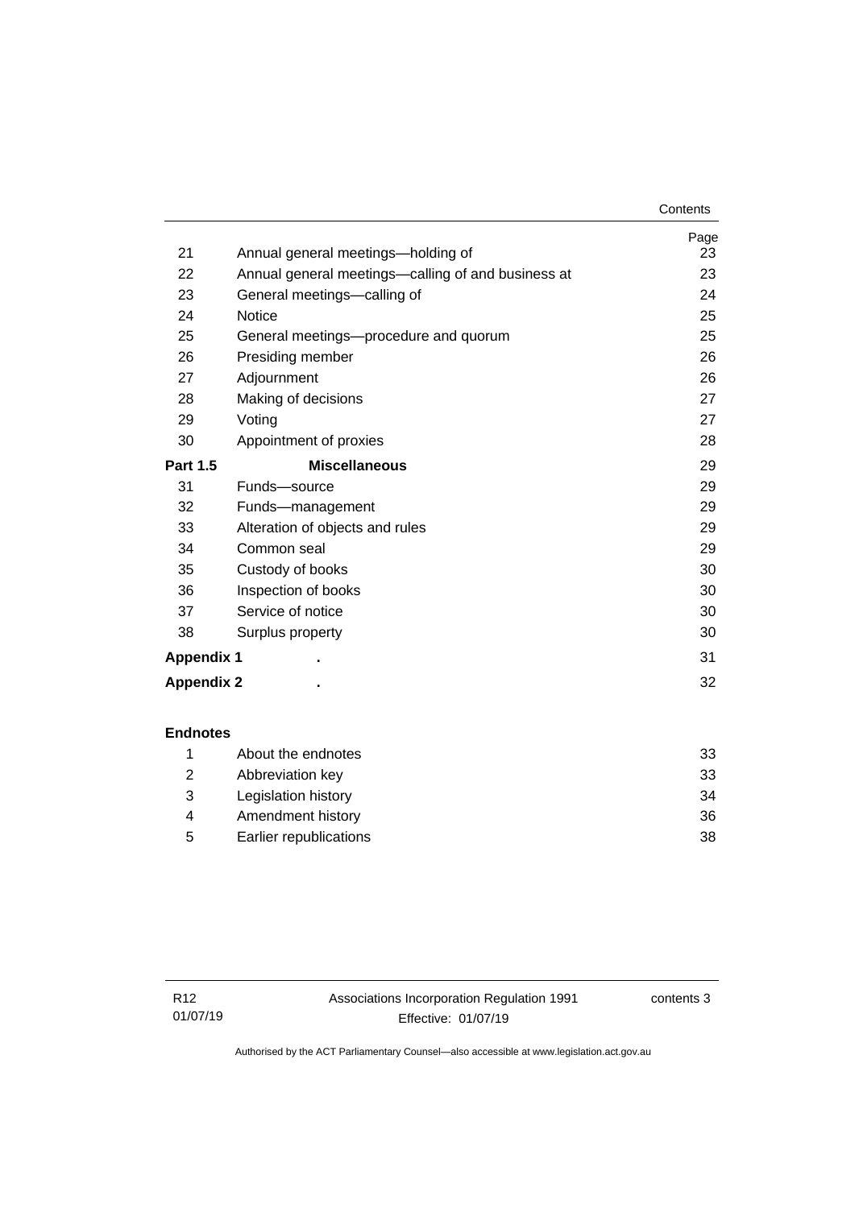| | | Page |
|---|---|---|
| 21 | Annual general meetings—holding of | 23 |
| 22 | Annual general meetings—calling of and business at | 23 |
| 23 | General meetings—calling of | 24 |
| 24 | Notice | 25 |
| 25 | General meetings—procedure and quorum | 25 |
| 26 | Presiding member | 26 |
| 27 | Adjournment | 26 |
| 28 | Making of decisions | 27 |
| 29 | Voting | 27 |
| 30 | Appointment of proxies | 28 |
| **Part 1.5** | **Miscellaneous** | 29 |
| 31 | Funds—source | 29 |
| 32 | Funds—management | 29 |
| 33 | Alteration of objects and rules | 29 |
| 34 | Common seal | 29 |
| 35 | Custody of books | 30 |
| 36 | Inspection of books | 30 |
| 37 | Service of notice | 30 |
| 38 | Surplus property | 30 |
| **Appendix 1** | **.** | 31 |
| **Appendix 2** | **.** | 32 |

**Endnotes**

| | | |
|---|---|---|
| 1 | About the endnotes | 33 |
| 2 | Abbreviation key | 33 |
| 3 | Legislation history | 34 |
| 4 | Amendment history | 36 |
| 5 | Earlier republications | 38 |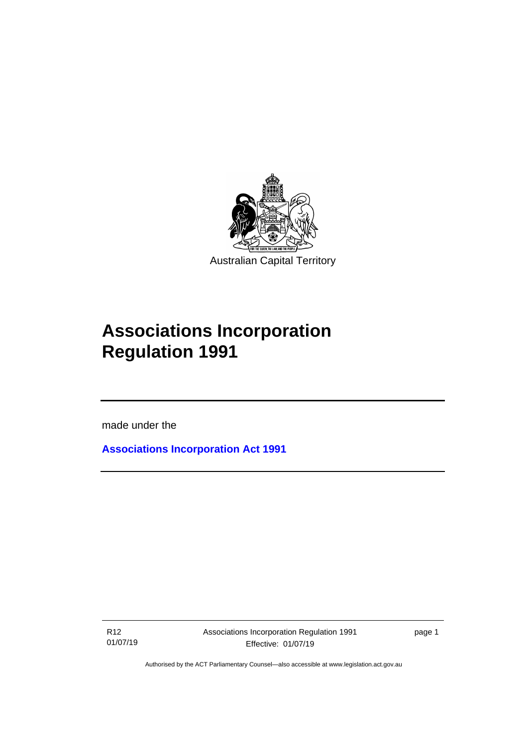Australian Capital Territory

# Associations Incorporation Regulation 1991

made under the

**Associations Incorporation Act 1991**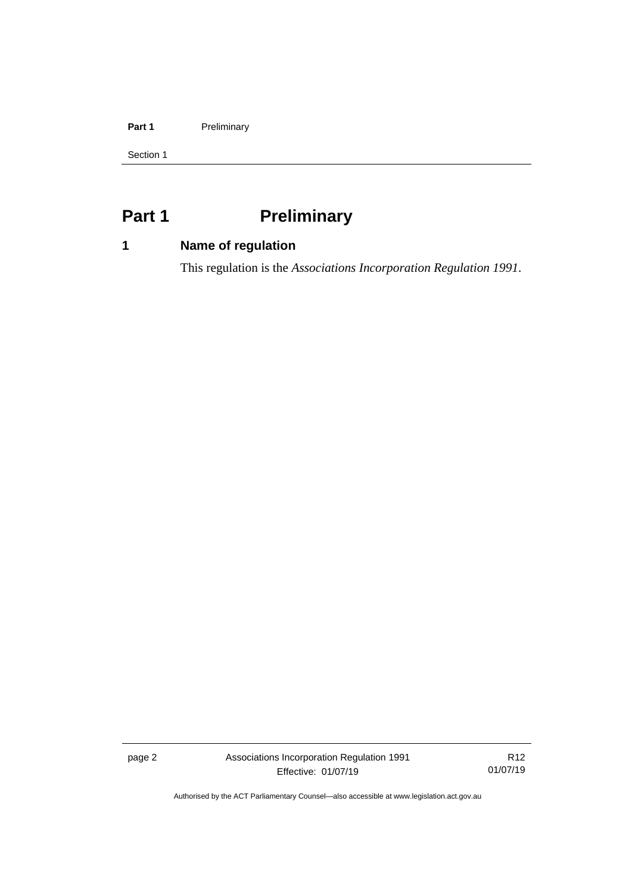# Part 1 Preliminary

## 1 Name of regulation

This regulation is the *Associations Incorporation Regulation 1991*.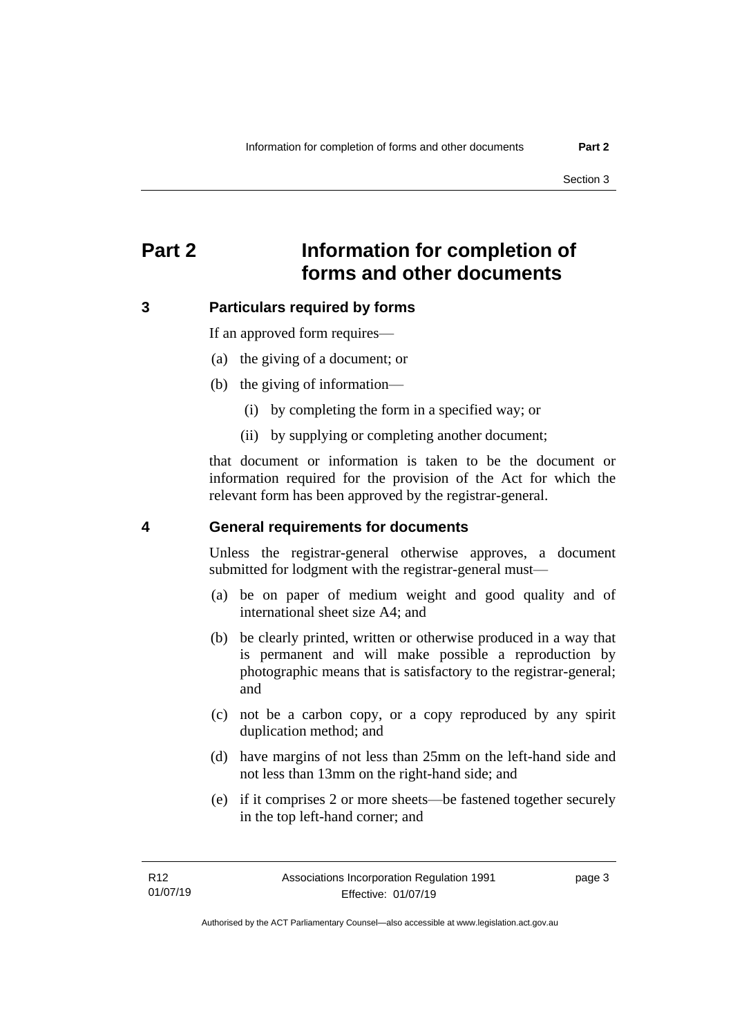# Part 2 Information for completion of forms and other documents

## 3 Particulars required by forms

If an approved form requires—

(a) the giving of a document; or

(b) the giving of information—

(i) by completing the form in a specified way; or

(ii) by supplying or completing another document;

that document or information is taken to be the document or information required for the provision of the Act for which the relevant form has been approved by the registrar-general.

## 4 General requirements for documents

Unless the registrar-general otherwise approves, a document submitted for lodgment with the registrar-general must—

(a) be on paper of medium weight and good quality and of international sheet size A4; and

(b) be clearly printed, written or otherwise produced in a way that is permanent and will make possible a reproduction by photographic means that is satisfactory to the registrar-general; and

(c) not be a carbon copy, or a copy reproduced by any spirit duplication method; and

(d) have margins of not less than 25mm on the left-hand side and not less than 13mm on the right-hand side; and

(e) if it comprises 2 or more sheets—be fastened together securely in the top left-hand corner; and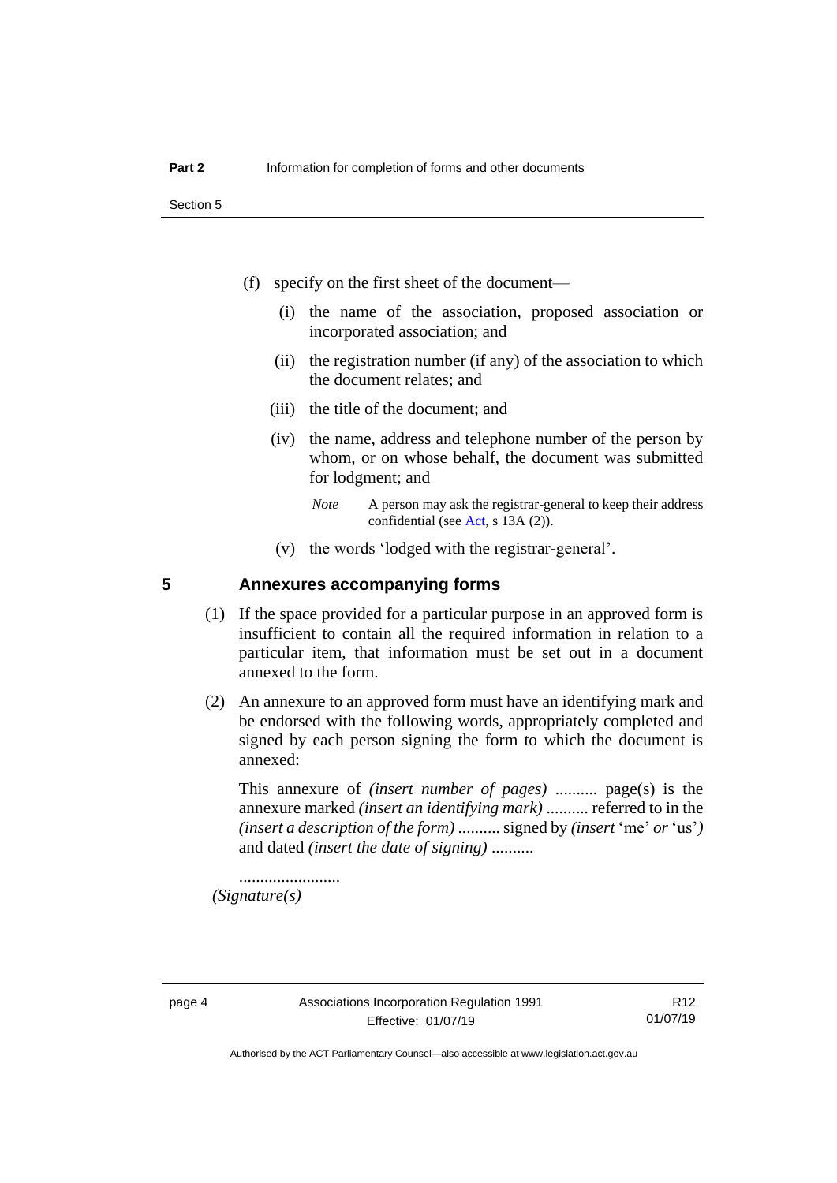(f) specify on the first sheet of the document—

   (i) the name of the association, proposed association or incorporated association; and

   (ii) the registration number (if any) of the association to which the document relates; and

   (iii) the title of the document; and

   (iv) the name, address and telephone number of the person by whom, or on whose behalf, the document was submitted for lodgment; and

   *Note* A person may ask the registrar-general to keep their address confidential (see Act, s 13A (2)).

   (v) the words 'lodged with the registrar-general'.

## 5 Annexures accompanying forms

(1) If the space provided for a particular purpose in an approved form is insufficient to contain all the required information in relation to a particular item, that information must be set out in a document annexed to the form.

(2) An annexure to an approved form must have an identifying mark and be endorsed with the following words, appropriately completed and signed by each person signing the form to which the document is annexed:

This annexure of *(insert number of pages)* .......... page(s) is the annexure marked *(insert an identifying mark)* .......... referred to in the *(insert a description of the form)* .......... signed by *(insert* 'me' *or* 'us'*)* and dated *(insert the date of signing)* ..........

........................
*(Signature(s)*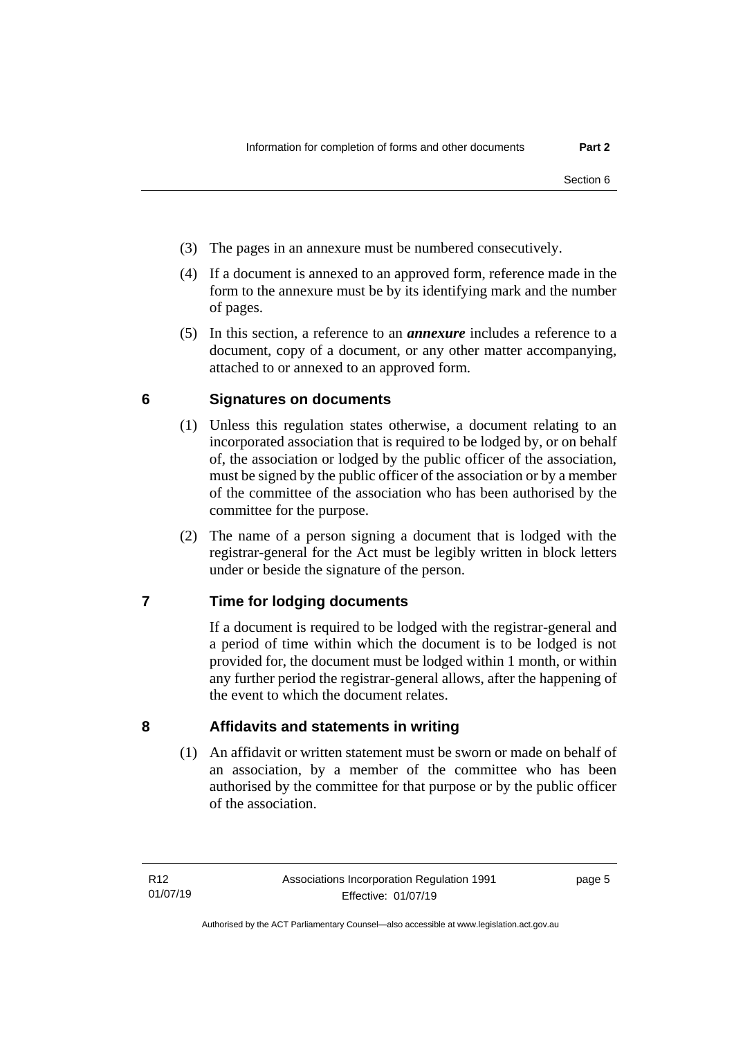(3) The pages in an annexure must be numbered consecutively.

(4) If a document is annexed to an approved form, reference made in the form to the annexure must be by its identifying mark and the number of pages.

(5) In this section, a reference to an ***annexure*** includes a reference to a document, copy of a document, or any other matter accompanying, attached to or annexed to an approved form.

## 6 Signatures on documents

(1) Unless this regulation states otherwise, a document relating to an incorporated association that is required to be lodged by, or on behalf of, the association or lodged by the public officer of the association, must be signed by the public officer of the association or by a member of the committee of the association who has been authorised by the committee for the purpose.

(2) The name of a person signing a document that is lodged with the registrar-general for the Act must be legibly written in block letters under or beside the signature of the person.

## 7 Time for lodging documents

If a document is required to be lodged with the registrar-general and a period of time within which the document is to be lodged is not provided for, the document must be lodged within 1 month, or within any further period the registrar-general allows, after the happening of the event to which the document relates.

## 8 Affidavits and statements in writing

(1) An affidavit or written statement must be sworn or made on behalf of an association, by a member of the committee who has been authorised by the committee for that purpose or by the public officer of the association.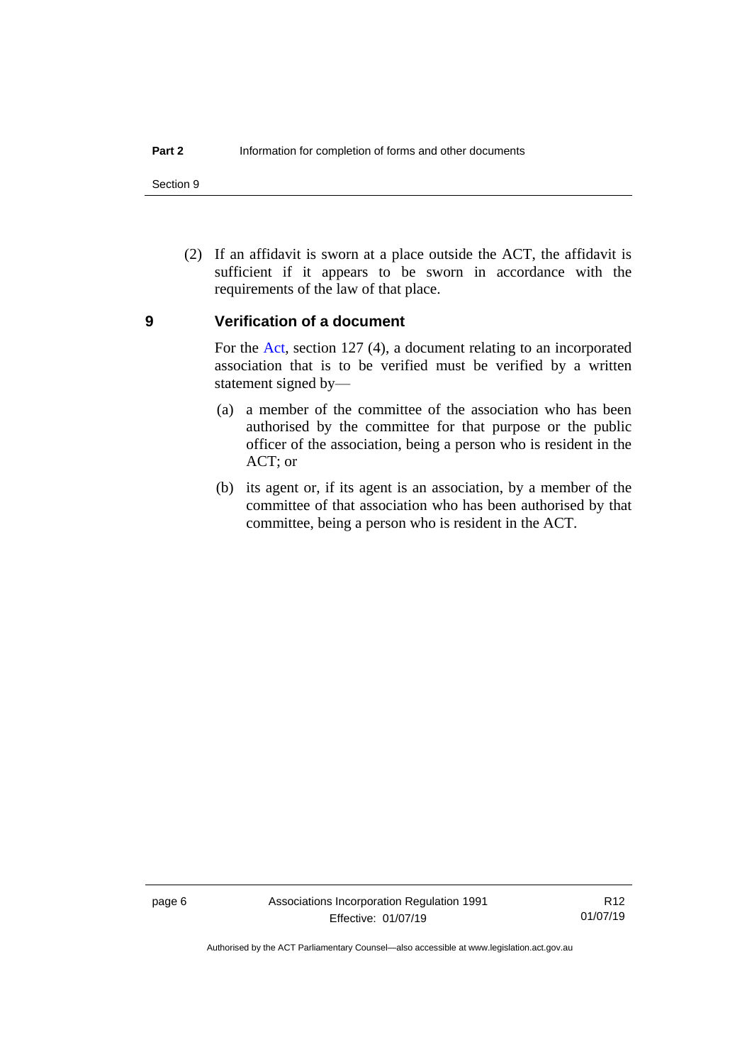(2) If an affidavit is sworn at a place outside the ACT, the affidavit is sufficient if it appears to be sworn in accordance with the requirements of the law of that place.

## 9 Verification of a document

For the Act, section 127 (4), a document relating to an incorporated association that is to be verified must be verified by a written statement signed by—

(a) a member of the committee of the association who has been authorised by the committee for that purpose or the public officer of the association, being a person who is resident in the ACT; or

(b) its agent or, if its agent is an association, by a member of the committee of that association who has been authorised by that committee, being a person who is resident in the ACT.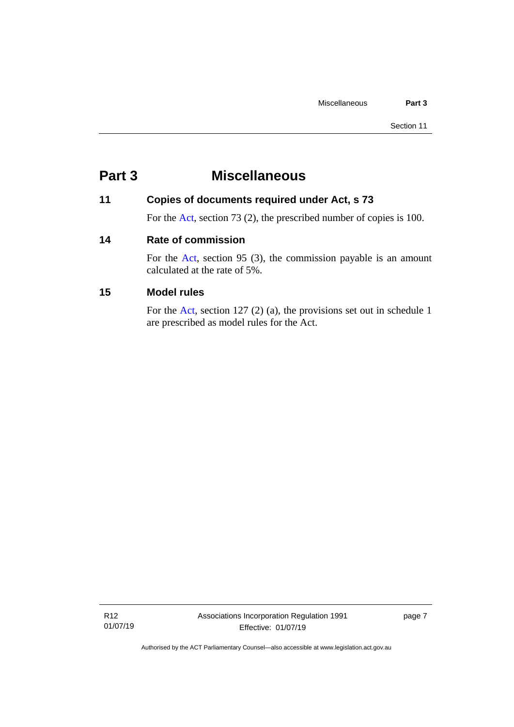# Part 3 Miscellaneous

## 11 Copies of documents required under Act, s 73

For the Act, section 73 (2), the prescribed number of copies is 100.

## 14 Rate of commission

For the Act, section 95 (3), the commission payable is an amount calculated at the rate of 5%.

## 15 Model rules

For the Act, section 127 (2) (a), the provisions set out in schedule 1 are prescribed as model rules for the Act.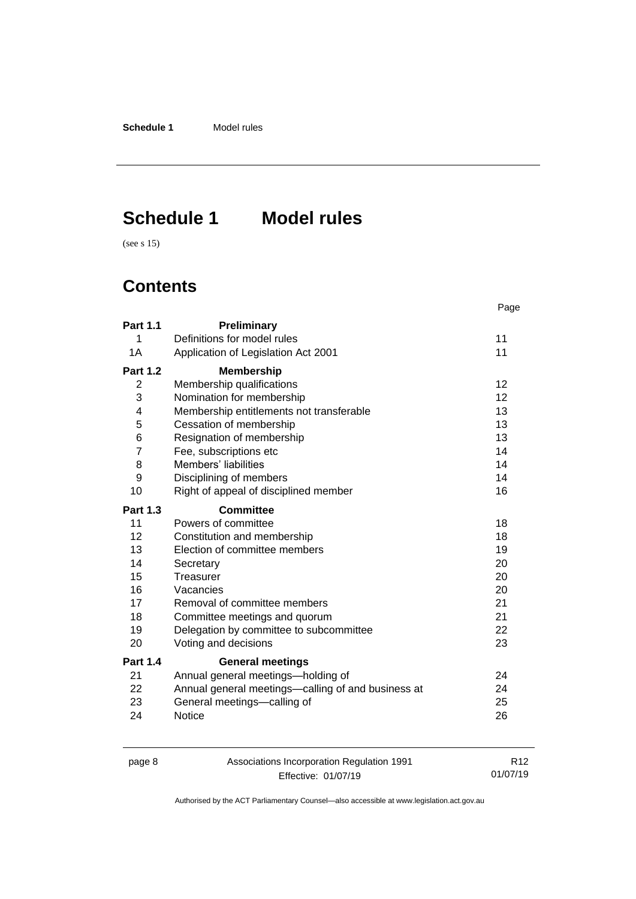# Schedule 1 Model rules

(see s 15)

## Contents

| | | Page |
|---|---|---|
| **Part 1.1** | **Preliminary** | |
| 1 | Definitions for model rules | 11 |
| 1A | Application of Legislation Act 2001 | 11 |
| **Part 1.2** | **Membership** | |
| 2 | Membership qualifications | 12 |
| 3 | Nomination for membership | 12 |
| 4 | Membership entitlements not transferable | 13 |
| 5 | Cessation of membership | 13 |
| 6 | Resignation of membership | 13 |
| 7 | Fee, subscriptions etc | 14 |
| 8 | Members' liabilities | 14 |
| 9 | Disciplining of members | 14 |
| 10 | Right of appeal of disciplined member | 16 |
| **Part 1.3** | **Committee** | |
| 11 | Powers of committee | 18 |
| 12 | Constitution and membership | 18 |
| 13 | Election of committee members | 19 |
| 14 | Secretary | 20 |
| 15 | Treasurer | 20 |
| 16 | Vacancies | 20 |
| 17 | Removal of committee members | 21 |
| 18 | Committee meetings and quorum | 21 |
| 19 | Delegation by committee to subcommittee | 22 |
| 20 | Voting and decisions | 23 |
| **Part 1.4** | **General meetings** | |
| 21 | Annual general meetings—holding of | 24 |
| 22 | Annual general meetings—calling of and business at | 24 |
| 23 | General meetings—calling of | 25 |
| 24 | Notice | 26 |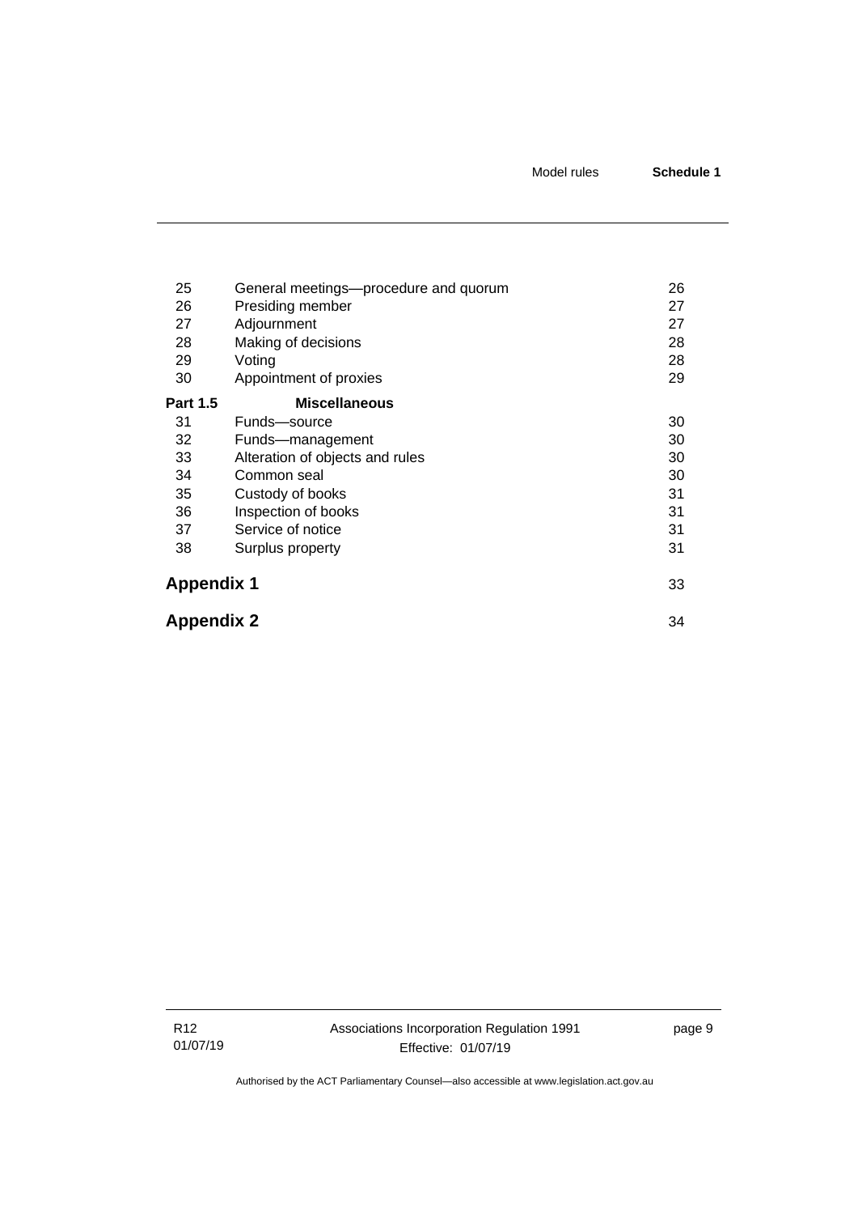| | | |
|---|---|---|
| 25 | General meetings—procedure and quorum | 26 |
| 26 | Presiding member | 27 |
| 27 | Adjournment | 27 |
| 28 | Making of decisions | 28 |
| 29 | Voting | 28 |
| 30 | Appointment of proxies | 29 |
| **Part 1.5** | **Miscellaneous** | |
| 31 | Funds—source | 30 |
| 32 | Funds—management | 30 |
| 33 | Alteration of objects and rules | 30 |
| 34 | Common seal | 30 |
| 35 | Custody of books | 31 |
| 36 | Inspection of books | 31 |
| 37 | Service of notice | 31 |
| 38 | Surplus property | 31 |

**Appendix 1** 33

**Appendix 2** 34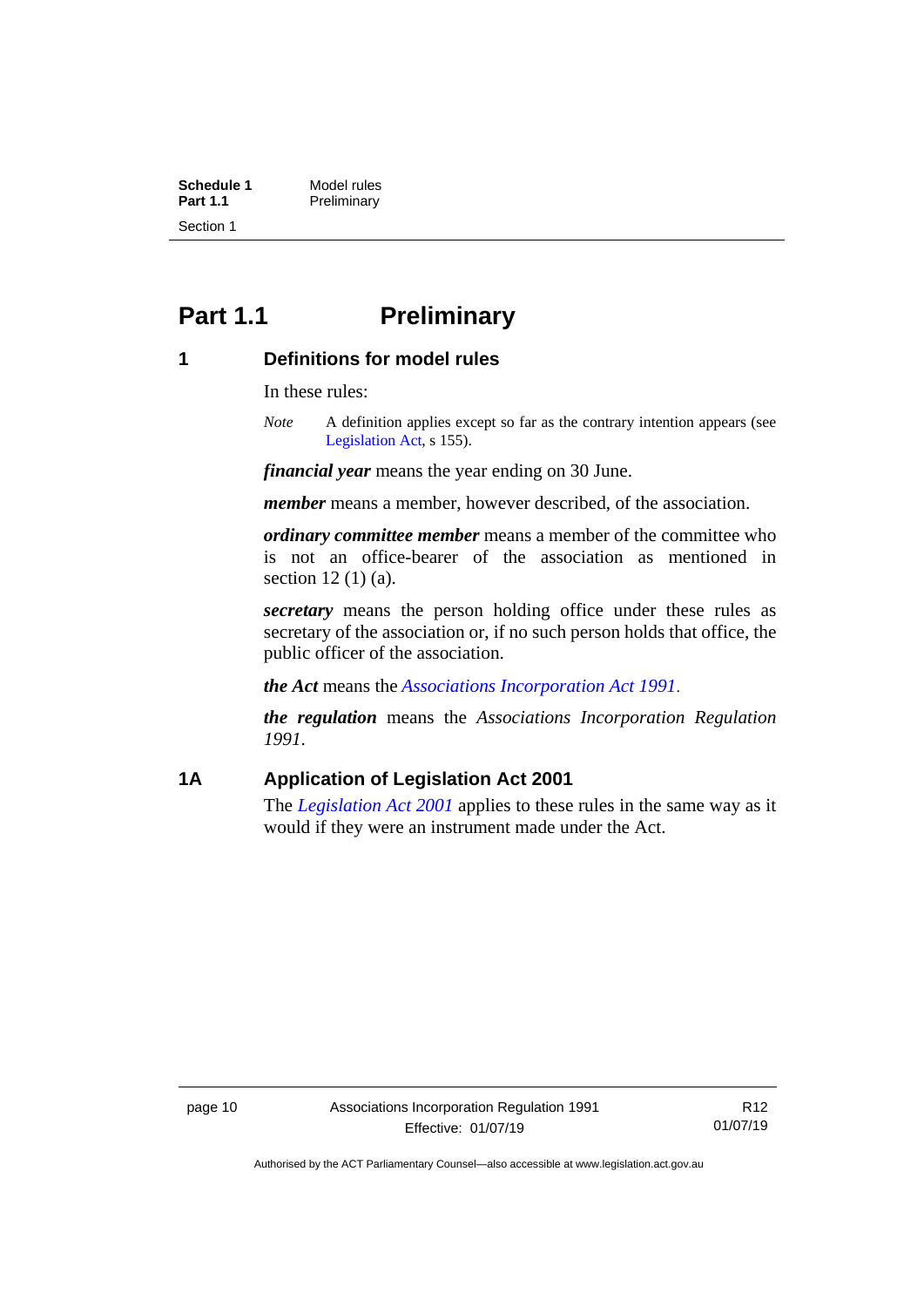# Part 1.1 Preliminary

## 1 Definitions for model rules

In these rules:

*Note* A definition applies except so far as the contrary intention appears (see Legislation Act, s 155).

***financial year*** means the year ending on 30 June.

***member*** means a member, however described, of the association.

***ordinary committee member*** means a member of the committee who is not an office-bearer of the association as mentioned in section 12 (1) (a).

***secretary*** means the person holding office under these rules as secretary of the association or, if no such person holds that office, the public officer of the association.

***the Act*** means the *Associations Incorporation Act 1991*.

***the regulation*** means the *Associations Incorporation Regulation 1991*.

## 1A Application of Legislation Act 2001

The *Legislation Act 2001* applies to these rules in the same way as it would if they were an instrument made under the Act.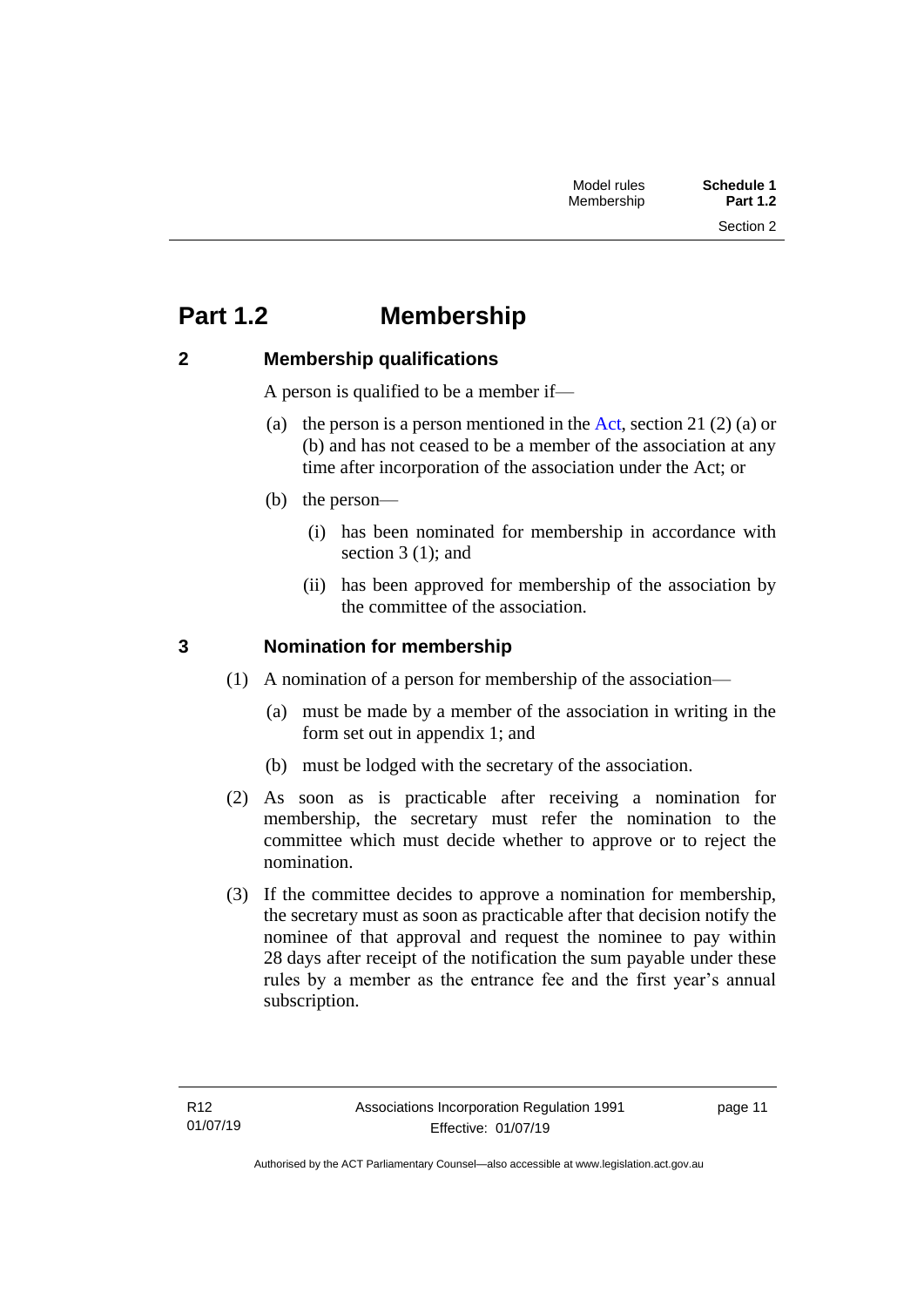# Part 1.2 Membership

## 2 Membership qualifications

A person is qualified to be a member if—

(a) the person is a person mentioned in the Act, section 21 (2) (a) or (b) and has not ceased to be a member of the association at any time after incorporation of the association under the Act; or

(b) the person—

(i) has been nominated for membership in accordance with section 3 (1); and

(ii) has been approved for membership of the association by the committee of the association.

## 3 Nomination for membership

(1) A nomination of a person for membership of the association—

(a) must be made by a member of the association in writing in the form set out in appendix 1; and

(b) must be lodged with the secretary of the association.

(2) As soon as is practicable after receiving a nomination for membership, the secretary must refer the nomination to the committee which must decide whether to approve or to reject the nomination.

(3) If the committee decides to approve a nomination for membership, the secretary must as soon as practicable after that decision notify the nominee of that approval and request the nominee to pay within 28 days after receipt of the notification the sum payable under these rules by a member as the entrance fee and the first year's annual subscription.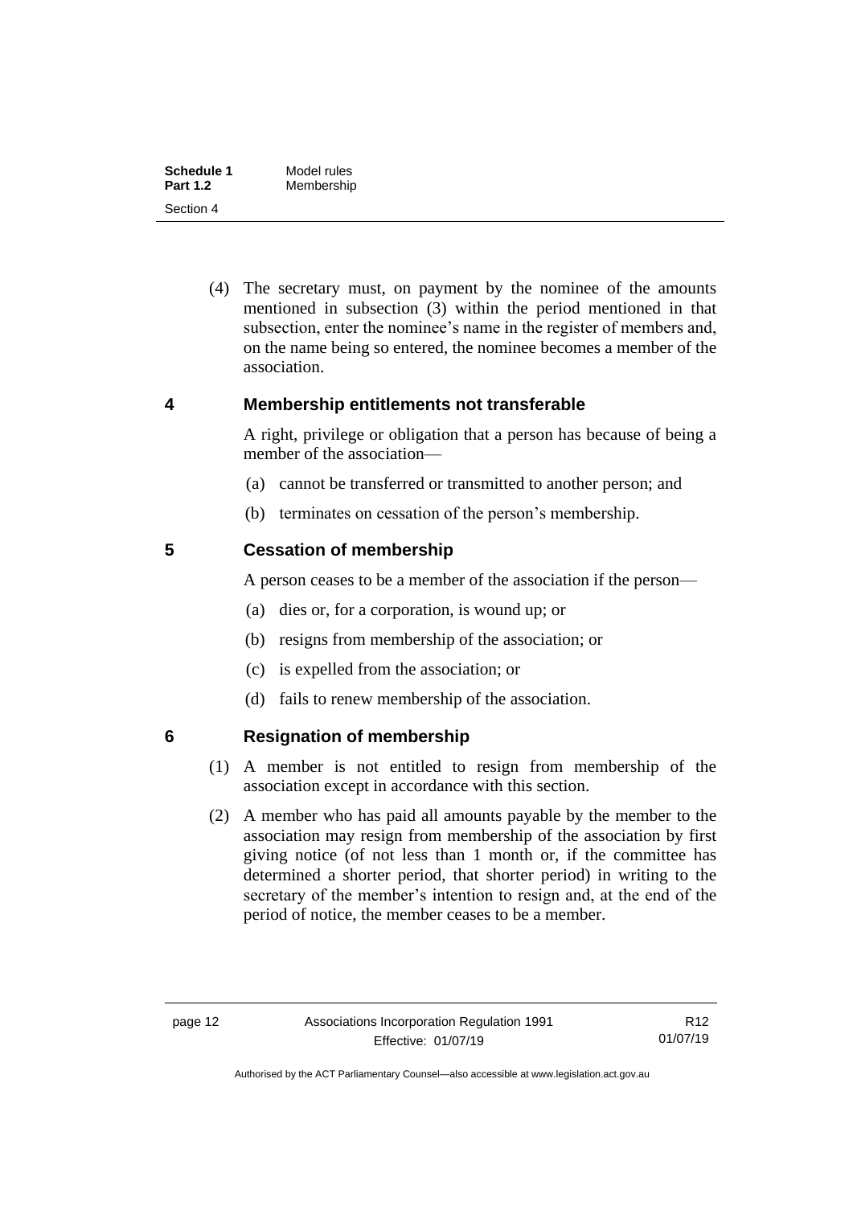(4) The secretary must, on payment by the nominee of the amounts mentioned in subsection (3) within the period mentioned in that subsection, enter the nominee's name in the register of members and, on the name being so entered, the nominee becomes a member of the association.

## 4 Membership entitlements not transferable

A right, privilege or obligation that a person has because of being a member of the association—

(a) cannot be transferred or transmitted to another person; and

(b) terminates on cessation of the person's membership.

## 5 Cessation of membership

A person ceases to be a member of the association if the person—

(a) dies or, for a corporation, is wound up; or

(b) resigns from membership of the association; or

(c) is expelled from the association; or

(d) fails to renew membership of the association.

## 6 Resignation of membership

(1) A member is not entitled to resign from membership of the association except in accordance with this section.

(2) A member who has paid all amounts payable by the member to the association may resign from membership of the association by first giving notice (of not less than 1 month or, if the committee has determined a shorter period, that shorter period) in writing to the secretary of the member's intention to resign and, at the end of the period of notice, the member ceases to be a member.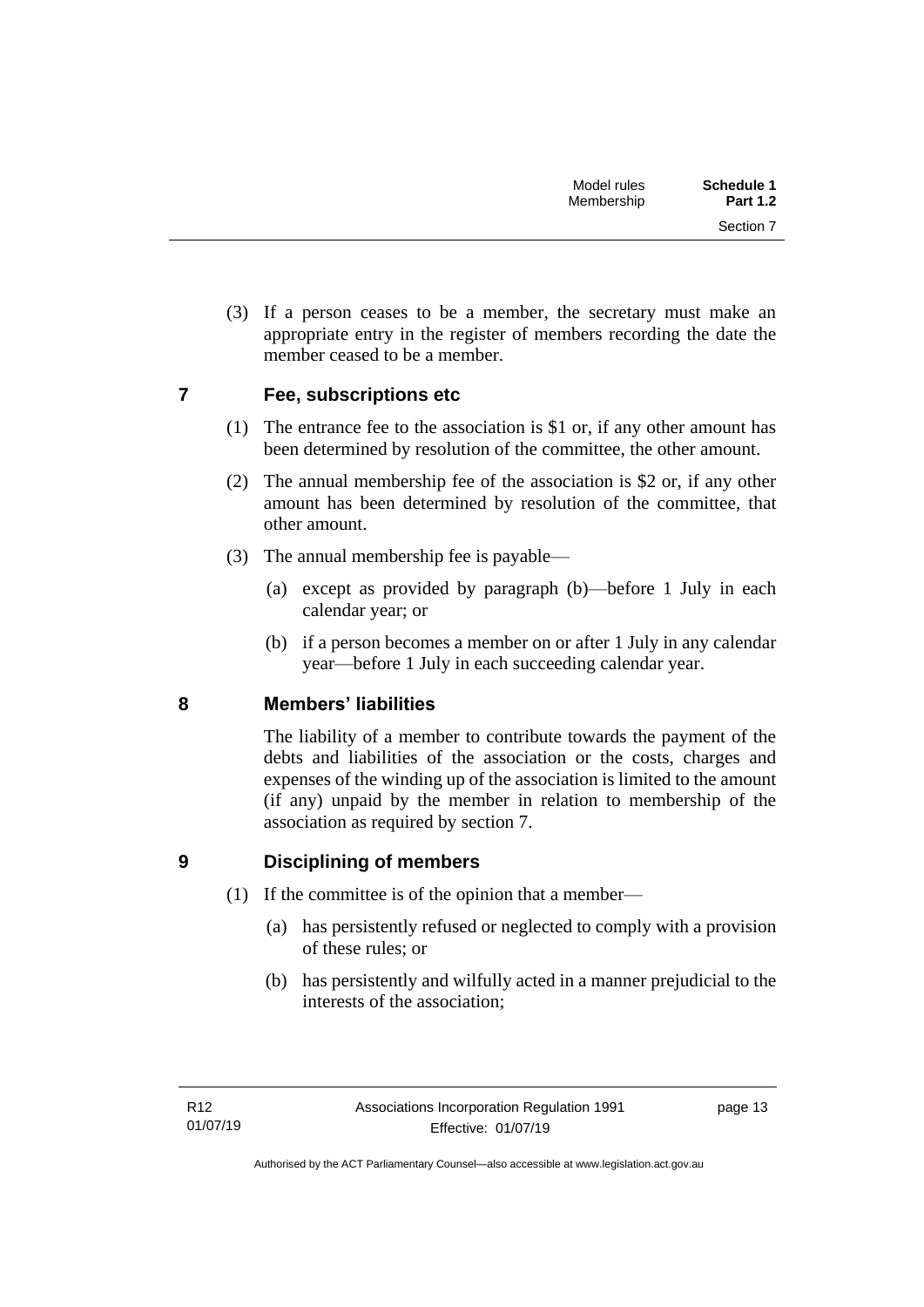(3) If a person ceases to be a member, the secretary must make an appropriate entry in the register of members recording the date the member ceased to be a member.

## 7 Fee, subscriptions etc

(1) The entrance fee to the association is $1 or, if any other amount has been determined by resolution of the committee, the other amount.

(2) The annual membership fee of the association is $2 or, if any other amount has been determined by resolution of the committee, that other amount.

(3) The annual membership fee is payable—

(a) except as provided by paragraph (b)—before 1 July in each calendar year; or

(b) if a person becomes a member on or after 1 July in any calendar year—before 1 July in each succeeding calendar year.

## 8 Members' liabilities

The liability of a member to contribute towards the payment of the debts and liabilities of the association or the costs, charges and expenses of the winding up of the association is limited to the amount (if any) unpaid by the member in relation to membership of the association as required by section 7.

## 9 Disciplining of members

(1) If the committee is of the opinion that a member—

(a) has persistently refused or neglected to comply with a provision of these rules; or

(b) has persistently and wilfully acted in a manner prejudicial to the interests of the association;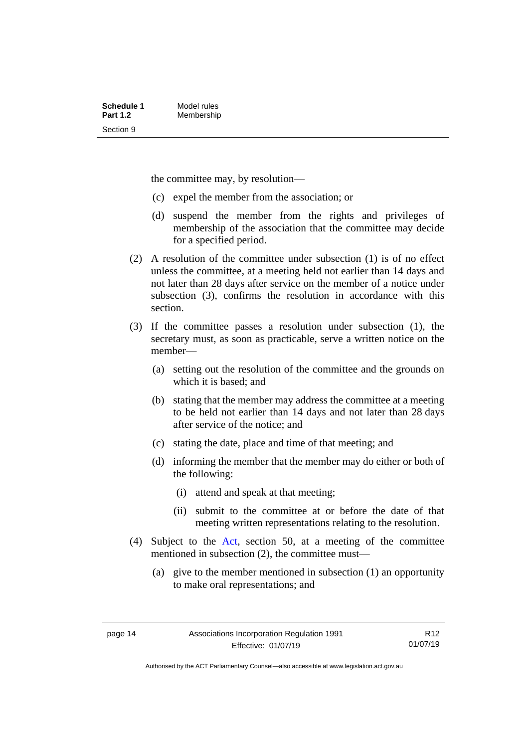the committee may, by resolution—

(c) expel the member from the association; or

(d) suspend the member from the rights and privileges of membership of the association that the committee may decide for a specified period.

(2) A resolution of the committee under subsection (1) is of no effect unless the committee, at a meeting held not earlier than 14 days and not later than 28 days after service on the member of a notice under subsection (3), confirms the resolution in accordance with this section.

(3) If the committee passes a resolution under subsection (1), the secretary must, as soon as practicable, serve a written notice on the member—

(a) setting out the resolution of the committee and the grounds on which it is based; and

(b) stating that the member may address the committee at a meeting to be held not earlier than 14 days and not later than 28 days after service of the notice; and

(c) stating the date, place and time of that meeting; and

(d) informing the member that the member may do either or both of the following:

(i) attend and speak at that meeting;

(ii) submit to the committee at or before the date of that meeting written representations relating to the resolution.

(4) Subject to the Act, section 50, at a meeting of the committee mentioned in subsection (2), the committee must—

(a) give to the member mentioned in subsection (1) an opportunity to make oral representations; and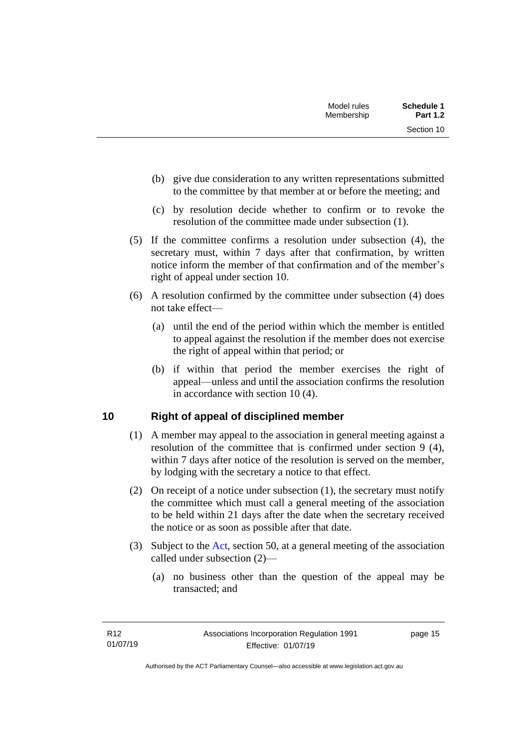(b) give due consideration to any written representations submitted to the committee by that member at or before the meeting; and

(c) by resolution decide whether to confirm or to revoke the resolution of the committee made under subsection (1).

(5) If the committee confirms a resolution under subsection (4), the secretary must, within 7 days after that confirmation, by written notice inform the member of that confirmation and of the member's right of appeal under section 10.

(6) A resolution confirmed by the committee under subsection (4) does not take effect—

(a) until the end of the period within which the member is entitled to appeal against the resolution if the member does not exercise the right of appeal within that period; or

(b) if within that period the member exercises the right of appeal—unless and until the association confirms the resolution in accordance with section 10 (4).

## 10 Right of appeal of disciplined member

(1) A member may appeal to the association in general meeting against a resolution of the committee that is confirmed under section 9 (4), within 7 days after notice of the resolution is served on the member, by lodging with the secretary a notice to that effect.

(2) On receipt of a notice under subsection (1), the secretary must notify the committee which must call a general meeting of the association to be held within 21 days after the date when the secretary received the notice or as soon as possible after that date.

(3) Subject to the Act, section 50, at a general meeting of the association called under subsection (2)—

(a) no business other than the question of the appeal may be transacted; and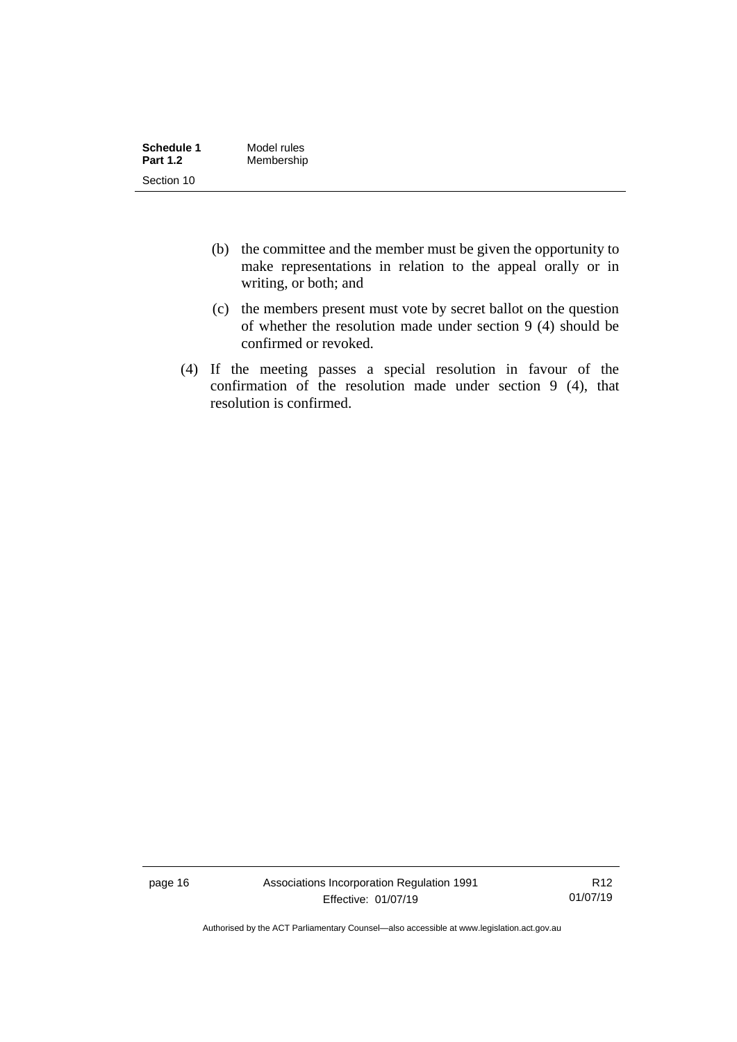(b) the committee and the member must be given the opportunity to make representations in relation to the appeal orally or in writing, or both; and

(c) the members present must vote by secret ballot on the question of whether the resolution made under section 9 (4) should be confirmed or revoked.

(4) If the meeting passes a special resolution in favour of the confirmation of the resolution made under section 9 (4), that resolution is confirmed.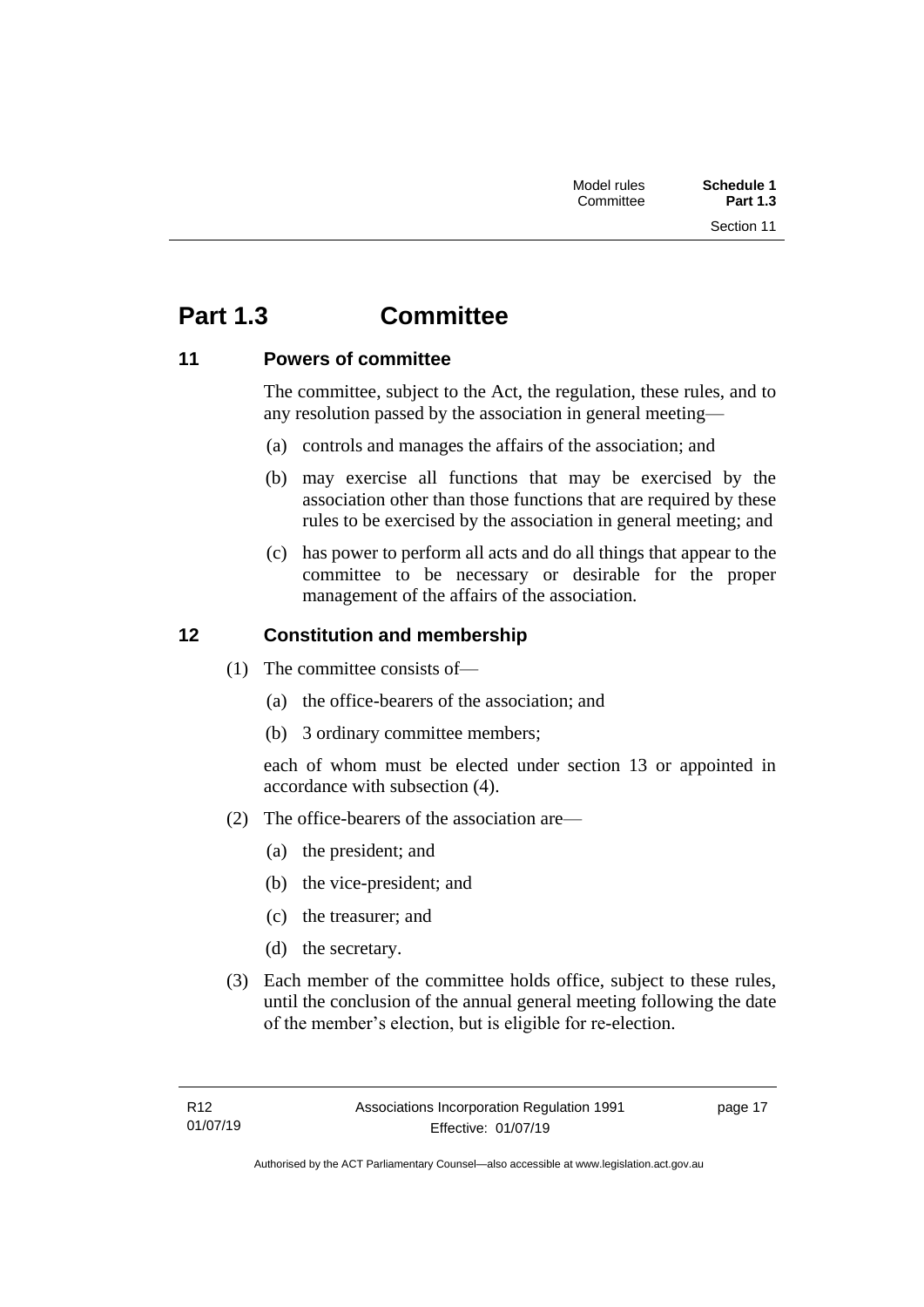# Part 1.3 Committee

## 11 Powers of committee

The committee, subject to the Act, the regulation, these rules, and to any resolution passed by the association in general meeting—

(a) controls and manages the affairs of the association; and

(b) may exercise all functions that may be exercised by the association other than those functions that are required by these rules to be exercised by the association in general meeting; and

(c) has power to perform all acts and do all things that appear to the committee to be necessary or desirable for the proper management of the affairs of the association.

## 12 Constitution and membership

(1) The committee consists of—

(a) the office-bearers of the association; and

(b) 3 ordinary committee members;

each of whom must be elected under section 13 or appointed in accordance with subsection (4).

(2) The office-bearers of the association are—

(a) the president; and

(b) the vice-president; and

(c) the treasurer; and

(d) the secretary.

(3) Each member of the committee holds office, subject to these rules, until the conclusion of the annual general meeting following the date of the member's election, but is eligible for re-election.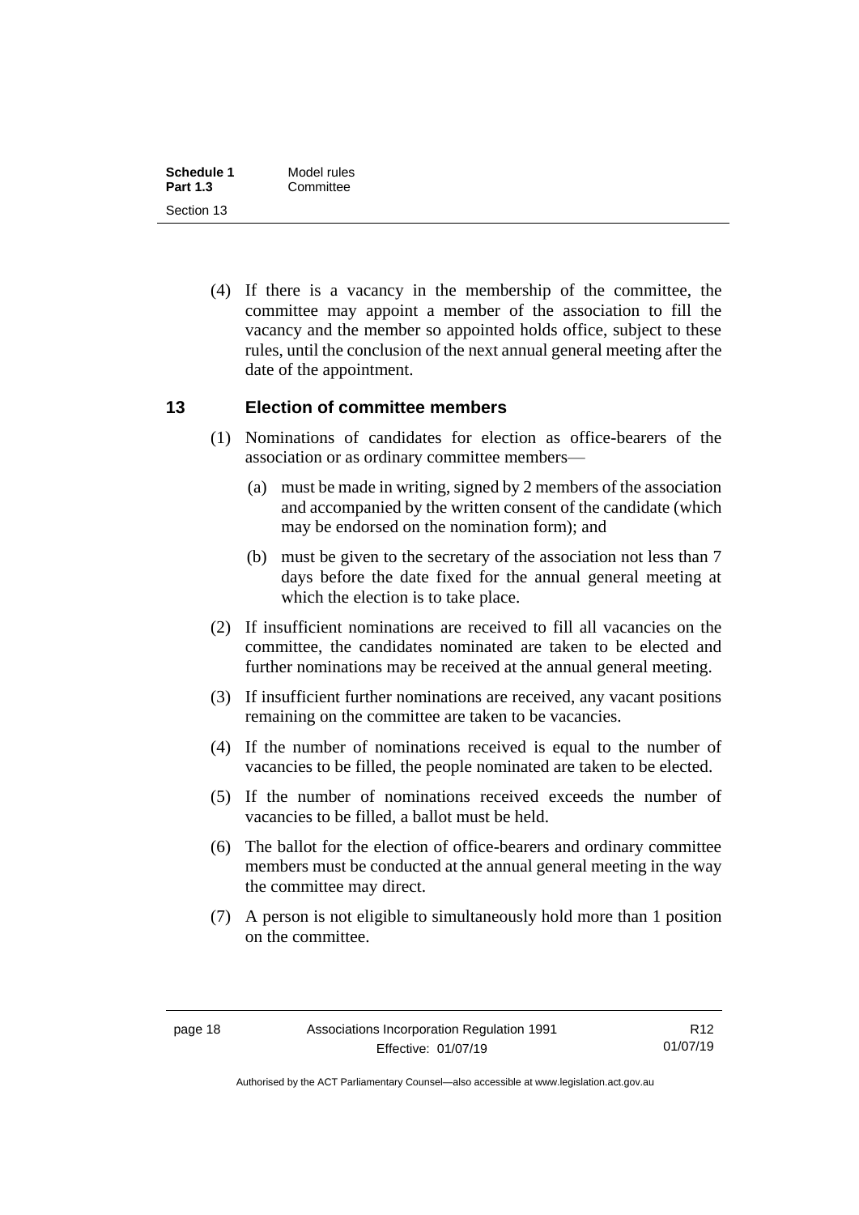(4) If there is a vacancy in the membership of the committee, the committee may appoint a member of the association to fill the vacancy and the member so appointed holds office, subject to these rules, until the conclusion of the next annual general meeting after the date of the appointment.

## 13 Election of committee members

(1) Nominations of candidates for election as office-bearers of the association or as ordinary committee members—

(a) must be made in writing, signed by 2 members of the association and accompanied by the written consent of the candidate (which may be endorsed on the nomination form); and

(b) must be given to the secretary of the association not less than 7 days before the date fixed for the annual general meeting at which the election is to take place.

(2) If insufficient nominations are received to fill all vacancies on the committee, the candidates nominated are taken to be elected and further nominations may be received at the annual general meeting.

(3) If insufficient further nominations are received, any vacant positions remaining on the committee are taken to be vacancies.

(4) If the number of nominations received is equal to the number of vacancies to be filled, the people nominated are taken to be elected.

(5) If the number of nominations received exceeds the number of vacancies to be filled, a ballot must be held.

(6) The ballot for the election of office-bearers and ordinary committee members must be conducted at the annual general meeting in the way the committee may direct.

(7) A person is not eligible to simultaneously hold more than 1 position on the committee.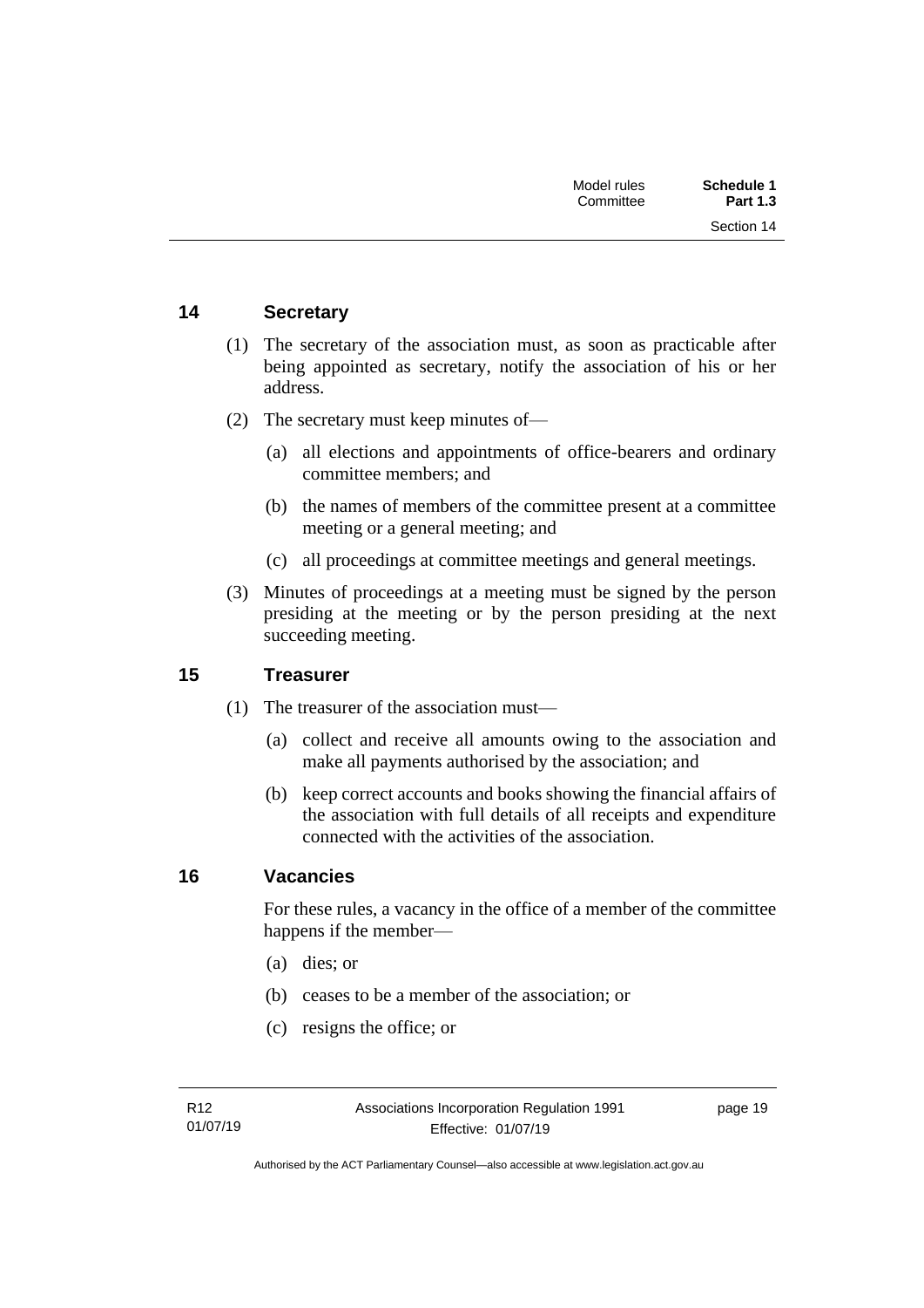## 14 Secretary

(1) The secretary of the association must, as soon as practicable after being appointed as secretary, notify the association of his or her address.

(2) The secretary must keep minutes of—

(a) all elections and appointments of office-bearers and ordinary committee members; and

(b) the names of members of the committee present at a committee meeting or a general meeting; and

(c) all proceedings at committee meetings and general meetings.

(3) Minutes of proceedings at a meeting must be signed by the person presiding at the meeting or by the person presiding at the next succeeding meeting.

## 15 Treasurer

(1) The treasurer of the association must—

(a) collect and receive all amounts owing to the association and make all payments authorised by the association; and

(b) keep correct accounts and books showing the financial affairs of the association with full details of all receipts and expenditure connected with the activities of the association.

## 16 Vacancies

For these rules, a vacancy in the office of a member of the committee happens if the member—

(a) dies; or

(b) ceases to be a member of the association; or

(c) resigns the office; or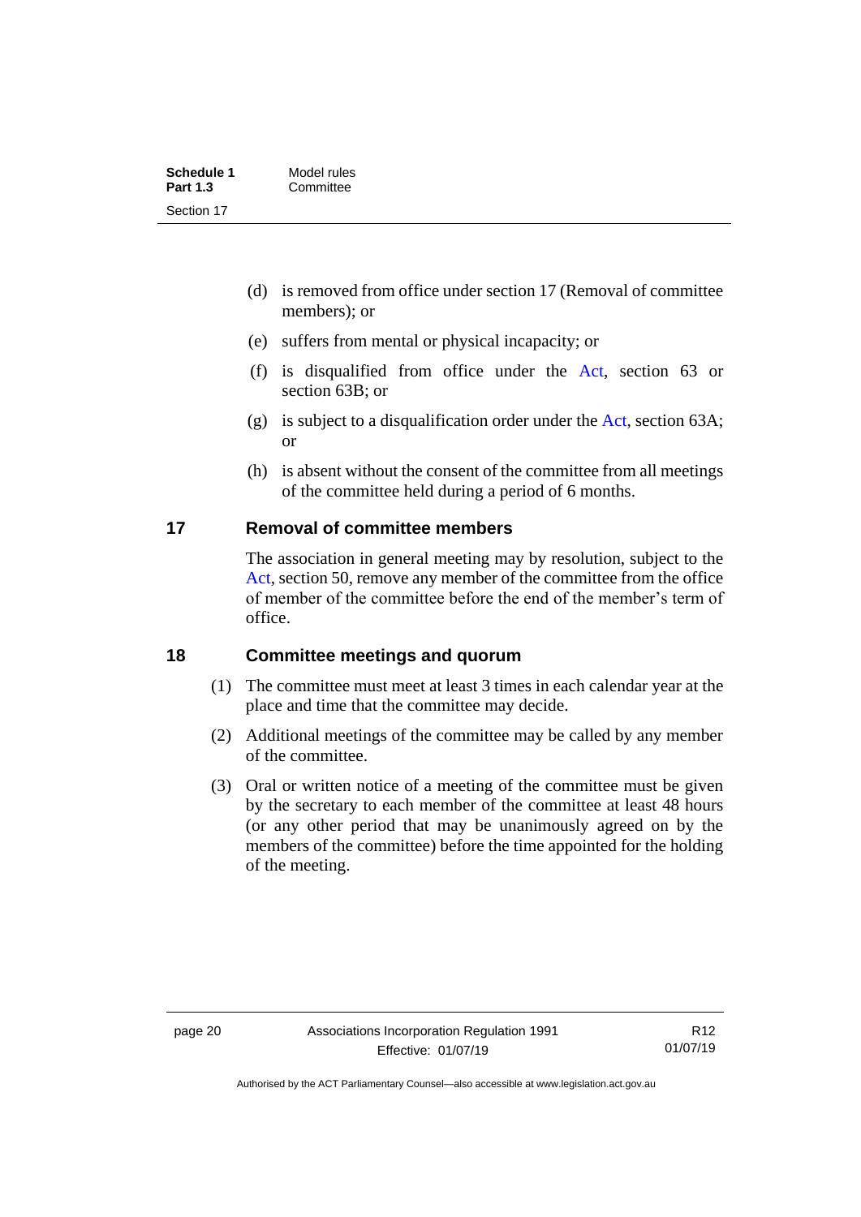(d) is removed from office under section 17 (Removal of committee members); or

(e) suffers from mental or physical incapacity; or

(f) is disqualified from office under the Act, section 63 or section 63B; or

(g) is subject to a disqualification order under the Act, section 63A; or

(h) is absent without the consent of the committee from all meetings of the committee held during a period of 6 months.

## 17 Removal of committee members

The association in general meeting may by resolution, subject to the Act, section 50, remove any member of the committee from the office of member of the committee before the end of the member's term of office.

## 18 Committee meetings and quorum

(1) The committee must meet at least 3 times in each calendar year at the place and time that the committee may decide.

(2) Additional meetings of the committee may be called by any member of the committee.

(3) Oral or written notice of a meeting of the committee must be given by the secretary to each member of the committee at least 48 hours (or any other period that may be unanimously agreed on by the members of the committee) before the time appointed for the holding of the meeting.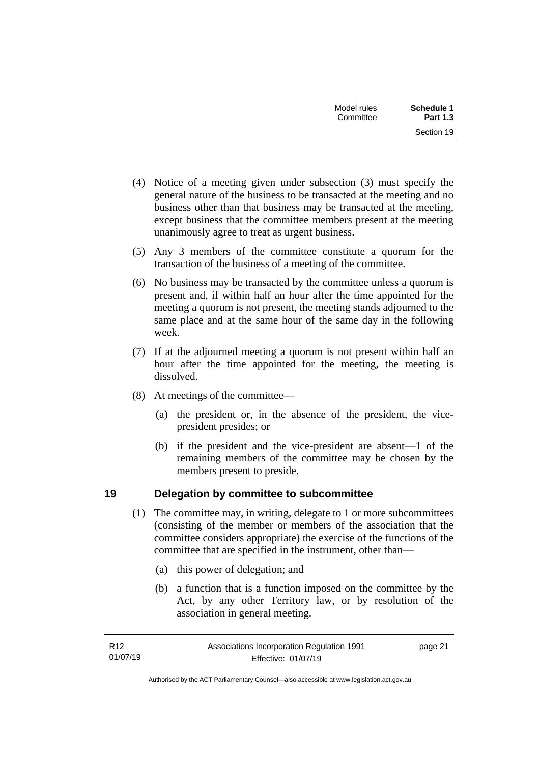(4) Notice of a meeting given under subsection (3) must specify the general nature of the business to be transacted at the meeting and no business other than that business may be transacted at the meeting, except business that the committee members present at the meeting unanimously agree to treat as urgent business.

(5) Any 3 members of the committee constitute a quorum for the transaction of the business of a meeting of the committee.

(6) No business may be transacted by the committee unless a quorum is present and, if within half an hour after the time appointed for the meeting a quorum is not present, the meeting stands adjourned to the same place and at the same hour of the same day in the following week.

(7) If at the adjourned meeting a quorum is not present within half an hour after the time appointed for the meeting, the meeting is dissolved.

(8) At meetings of the committee—

(a) the president or, in the absence of the president, the vice-president presides; or

(b) if the president and the vice-president are absent—1 of the remaining members of the committee may be chosen by the members present to preside.

## 19 Delegation by committee to subcommittee

(1) The committee may, in writing, delegate to 1 or more subcommittees (consisting of the member or members of the association that the committee considers appropriate) the exercise of the functions of the committee that are specified in the instrument, other than—

(a) this power of delegation; and

(b) a function that is a function imposed on the committee by the Act, by any other Territory law, or by resolution of the association in general meeting.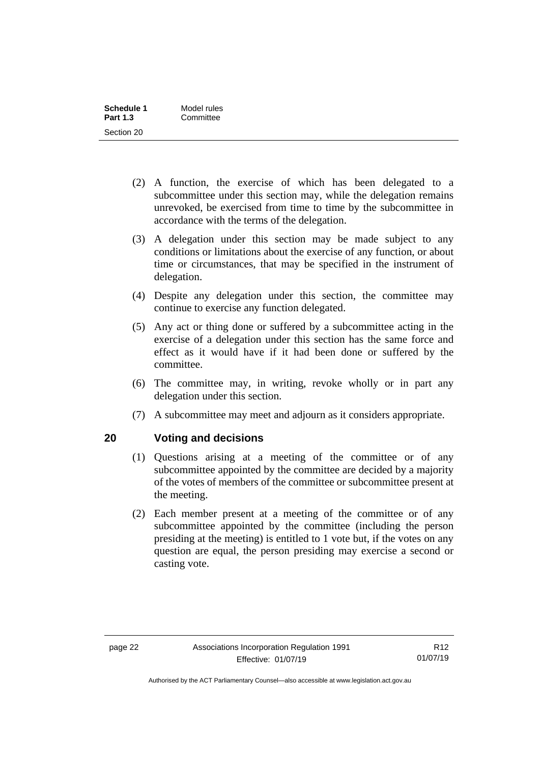(2) A function, the exercise of which has been delegated to a subcommittee under this section may, while the delegation remains unrevoked, be exercised from time to time by the subcommittee in accordance with the terms of the delegation.

(3) A delegation under this section may be made subject to any conditions or limitations about the exercise of any function, or about time or circumstances, that may be specified in the instrument of delegation.

(4) Despite any delegation under this section, the committee may continue to exercise any function delegated.

(5) Any act or thing done or suffered by a subcommittee acting in the exercise of a delegation under this section has the same force and effect as it would have if it had been done or suffered by the committee.

(6) The committee may, in writing, revoke wholly or in part any delegation under this section.

(7) A subcommittee may meet and adjourn as it considers appropriate.

## 20 Voting and decisions

(1) Questions arising at a meeting of the committee or of any subcommittee appointed by the committee are decided by a majority of the votes of members of the committee or subcommittee present at the meeting.

(2) Each member present at a meeting of the committee or of any subcommittee appointed by the committee (including the person presiding at the meeting) is entitled to 1 vote but, if the votes on any question are equal, the person presiding may exercise a second or casting vote.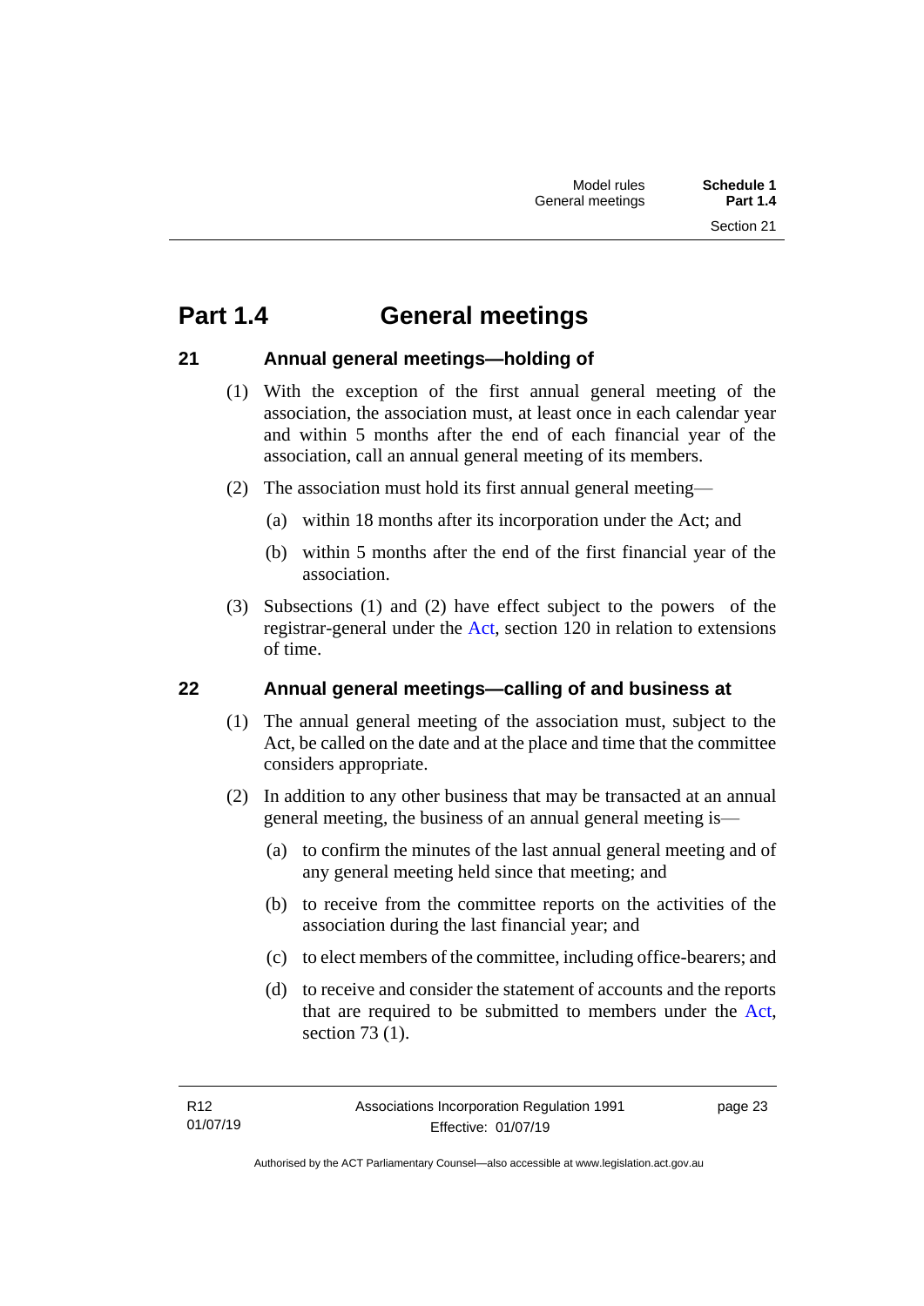# Part 1.4 General meetings

## 21 Annual general meetings—holding of

(1) With the exception of the first annual general meeting of the association, the association must, at least once in each calendar year and within 5 months after the end of each financial year of the association, call an annual general meeting of its members.

(2) The association must hold its first annual general meeting—

(a) within 18 months after its incorporation under the Act; and

(b) within 5 months after the end of the first financial year of the association.

(3) Subsections (1) and (2) have effect subject to the powers of the registrar-general under the Act, section 120 in relation to extensions of time.

## 22 Annual general meetings—calling of and business at

(1) The annual general meeting of the association must, subject to the Act, be called on the date and at the place and time that the committee considers appropriate.

(2) In addition to any other business that may be transacted at an annual general meeting, the business of an annual general meeting is—

(a) to confirm the minutes of the last annual general meeting and of any general meeting held since that meeting; and

(b) to receive from the committee reports on the activities of the association during the last financial year; and

(c) to elect members of the committee, including office-bearers; and

(d) to receive and consider the statement of accounts and the reports that are required to be submitted to members under the Act, section 73 (1).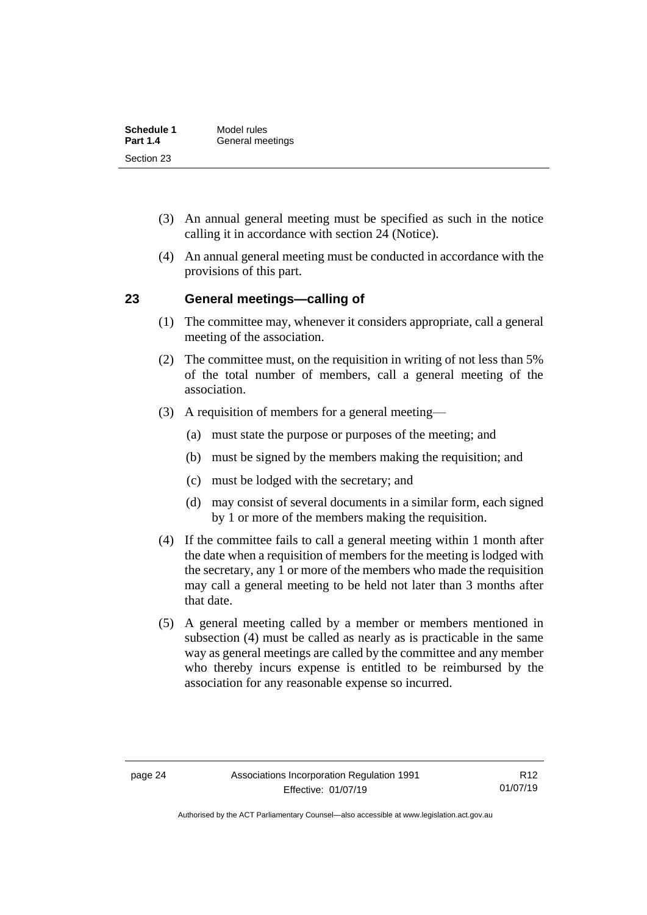(3) An annual general meeting must be specified as such in the notice calling it in accordance with section 24 (Notice).

(4) An annual general meeting must be conducted in accordance with the provisions of this part.

## 23 General meetings—calling of

(1) The committee may, whenever it considers appropriate, call a general meeting of the association.

(2) The committee must, on the requisition in writing of not less than 5% of the total number of members, call a general meeting of the association.

(3) A requisition of members for a general meeting—

(a) must state the purpose or purposes of the meeting; and

(b) must be signed by the members making the requisition; and

(c) must be lodged with the secretary; and

(d) may consist of several documents in a similar form, each signed by 1 or more of the members making the requisition.

(4) If the committee fails to call a general meeting within 1 month after the date when a requisition of members for the meeting is lodged with the secretary, any 1 or more of the members who made the requisition may call a general meeting to be held not later than 3 months after that date.

(5) A general meeting called by a member or members mentioned in subsection (4) must be called as nearly as is practicable in the same way as general meetings are called by the committee and any member who thereby incurs expense is entitled to be reimbursed by the association for any reasonable expense so incurred.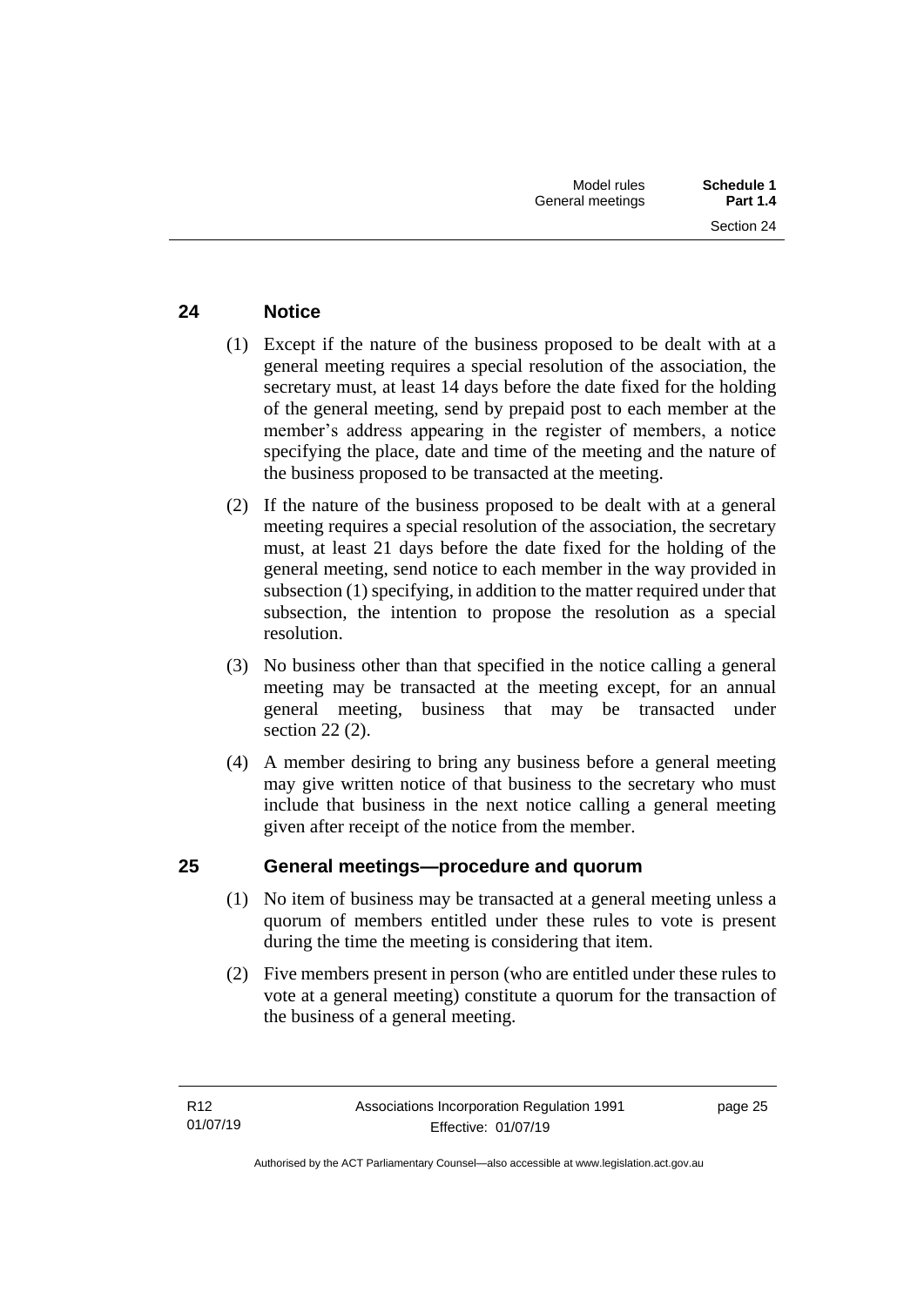## 24 Notice

(1) Except if the nature of the business proposed to be dealt with at a general meeting requires a special resolution of the association, the secretary must, at least 14 days before the date fixed for the holding of the general meeting, send by prepaid post to each member at the member's address appearing in the register of members, a notice specifying the place, date and time of the meeting and the nature of the business proposed to be transacted at the meeting.

(2) If the nature of the business proposed to be dealt with at a general meeting requires a special resolution of the association, the secretary must, at least 21 days before the date fixed for the holding of the general meeting, send notice to each member in the way provided in subsection (1) specifying, in addition to the matter required under that subsection, the intention to propose the resolution as a special resolution.

(3) No business other than that specified in the notice calling a general meeting may be transacted at the meeting except, for an annual general meeting, business that may be transacted under section 22 (2).

(4) A member desiring to bring any business before a general meeting may give written notice of that business to the secretary who must include that business in the next notice calling a general meeting given after receipt of the notice from the member.

## 25 General meetings—procedure and quorum

(1) No item of business may be transacted at a general meeting unless a quorum of members entitled under these rules to vote is present during the time the meeting is considering that item.

(2) Five members present in person (who are entitled under these rules to vote at a general meeting) constitute a quorum for the transaction of the business of a general meeting.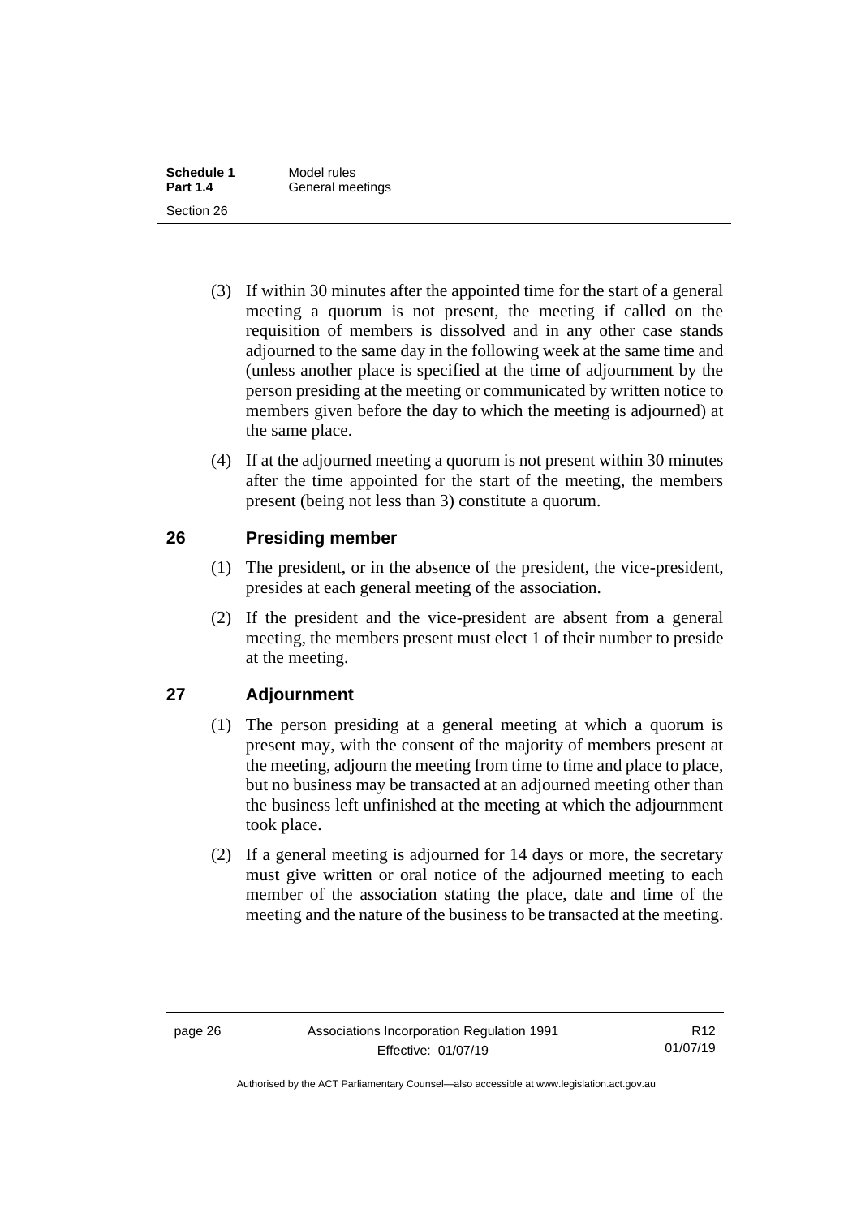(3) If within 30 minutes after the appointed time for the start of a general meeting a quorum is not present, the meeting if called on the requisition of members is dissolved and in any other case stands adjourned to the same day in the following week at the same time and (unless another place is specified at the time of adjournment by the person presiding at the meeting or communicated by written notice to members given before the day to which the meeting is adjourned) at the same place.

(4) If at the adjourned meeting a quorum is not present within 30 minutes after the time appointed for the start of the meeting, the members present (being not less than 3) constitute a quorum.

## 26 Presiding member

(1) The president, or in the absence of the president, the vice-president, presides at each general meeting of the association.

(2) If the president and the vice-president are absent from a general meeting, the members present must elect 1 of their number to preside at the meeting.

## 27 Adjournment

(1) The person presiding at a general meeting at which a quorum is present may, with the consent of the majority of members present at the meeting, adjourn the meeting from time to time and place to place, but no business may be transacted at an adjourned meeting other than the business left unfinished at the meeting at which the adjournment took place.

(2) If a general meeting is adjourned for 14 days or more, the secretary must give written or oral notice of the adjourned meeting to each member of the association stating the place, date and time of the meeting and the nature of the business to be transacted at the meeting.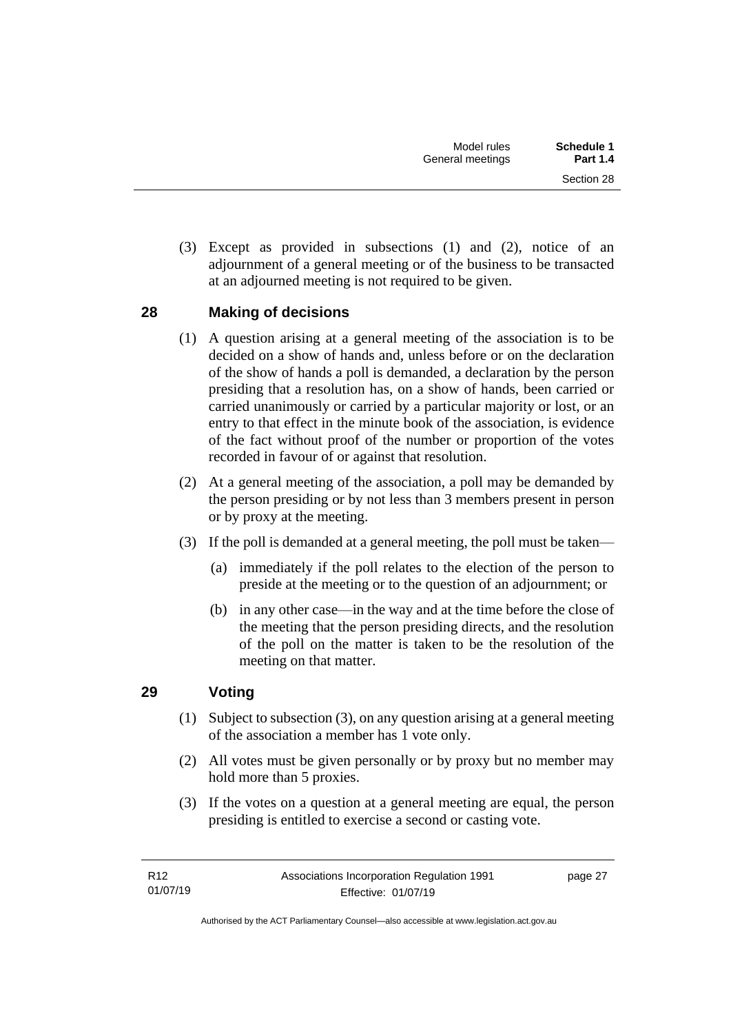(3) Except as provided in subsections (1) and (2), notice of an adjournment of a general meeting or of the business to be transacted at an adjourned meeting is not required to be given.

## 28 Making of decisions

(1) A question arising at a general meeting of the association is to be decided on a show of hands and, unless before or on the declaration of the show of hands a poll is demanded, a declaration by the person presiding that a resolution has, on a show of hands, been carried or carried unanimously or carried by a particular majority or lost, or an entry to that effect in the minute book of the association, is evidence of the fact without proof of the number or proportion of the votes recorded in favour of or against that resolution.

(2) At a general meeting of the association, a poll may be demanded by the person presiding or by not less than 3 members present in person or by proxy at the meeting.

(3) If the poll is demanded at a general meeting, the poll must be taken—

(a) immediately if the poll relates to the election of the person to preside at the meeting or to the question of an adjournment; or

(b) in any other case—in the way and at the time before the close of the meeting that the person presiding directs, and the resolution of the poll on the matter is taken to be the resolution of the meeting on that matter.

## 29 Voting

(1) Subject to subsection (3), on any question arising at a general meeting of the association a member has 1 vote only.

(2) All votes must be given personally or by proxy but no member may hold more than 5 proxies.

(3) If the votes on a question at a general meeting are equal, the person presiding is entitled to exercise a second or casting vote.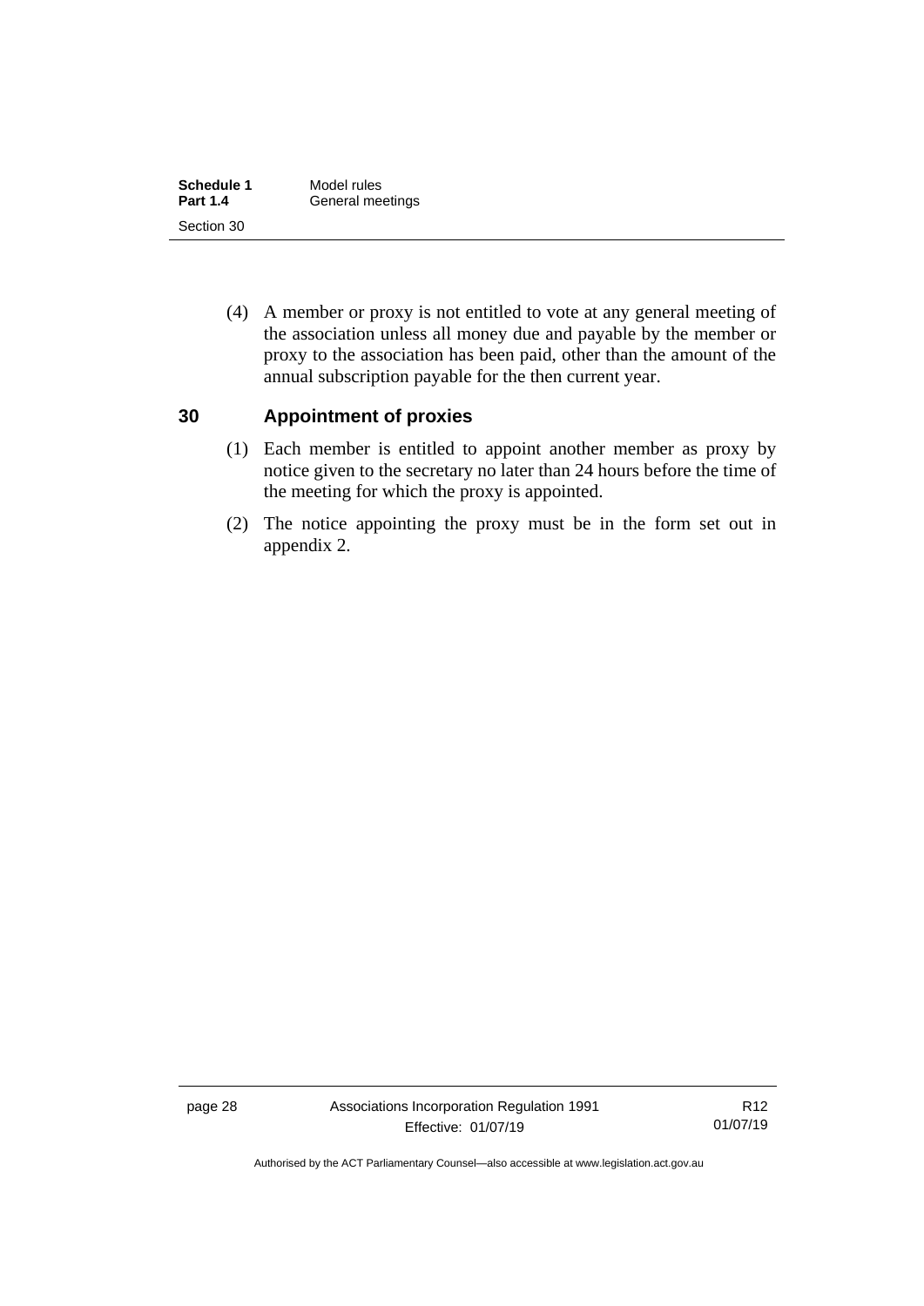(4) A member or proxy is not entitled to vote at any general meeting of the association unless all money due and payable by the member or proxy to the association has been paid, other than the amount of the annual subscription payable for the then current year.

## 30 Appointment of proxies

(1) Each member is entitled to appoint another member as proxy by notice given to the secretary no later than 24 hours before the time of the meeting for which the proxy is appointed.

(2) The notice appointing the proxy must be in the form set out in appendix 2.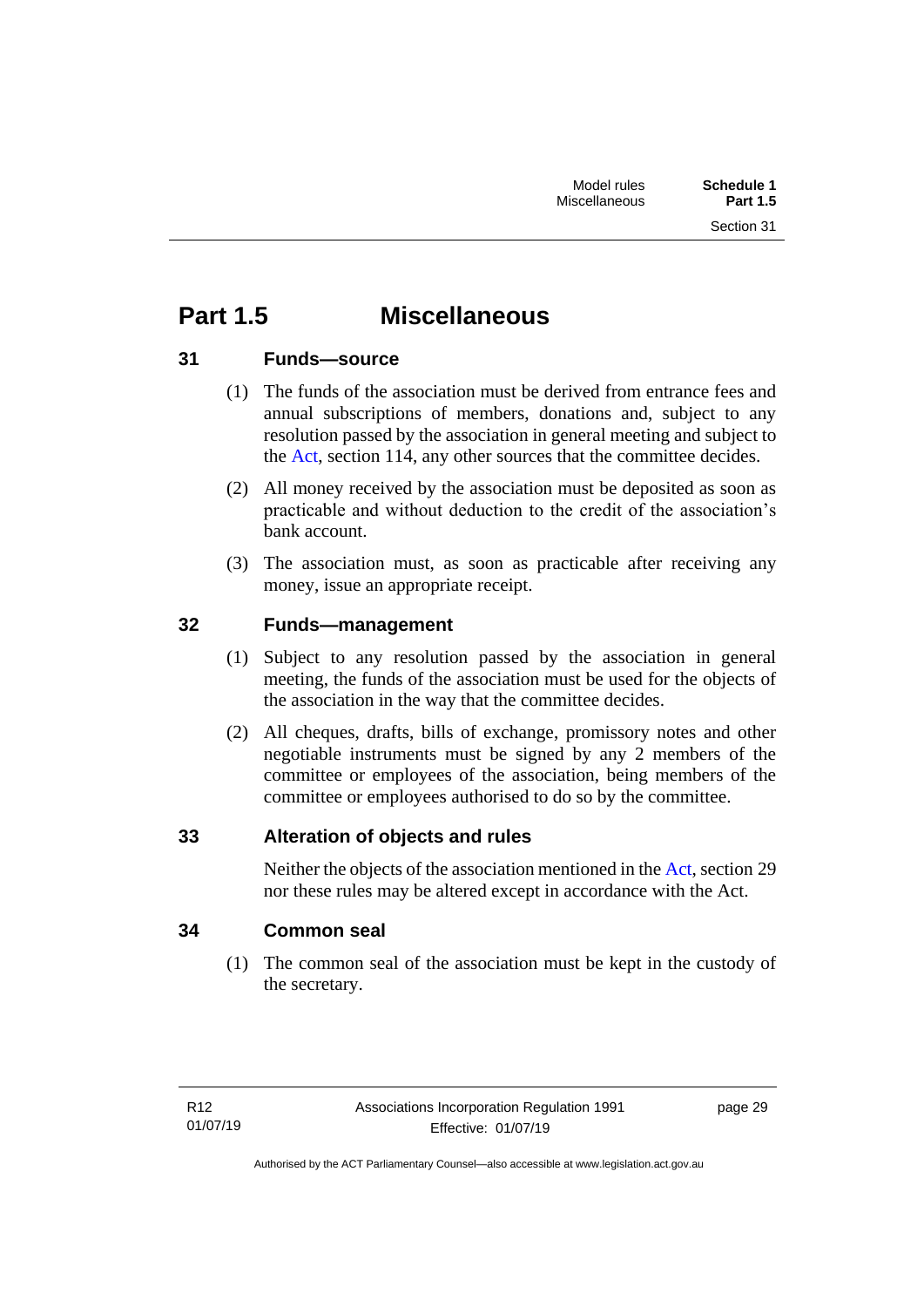# Part 1.5 Miscellaneous

## 31 Funds—source

(1) The funds of the association must be derived from entrance fees and annual subscriptions of members, donations and, subject to any resolution passed by the association in general meeting and subject to the Act, section 114, any other sources that the committee decides.

(2) All money received by the association must be deposited as soon as practicable and without deduction to the credit of the association's bank account.

(3) The association must, as soon as practicable after receiving any money, issue an appropriate receipt.

## 32 Funds—management

(1) Subject to any resolution passed by the association in general meeting, the funds of the association must be used for the objects of the association in the way that the committee decides.

(2) All cheques, drafts, bills of exchange, promissory notes and other negotiable instruments must be signed by any 2 members of the committee or employees of the association, being members of the committee or employees authorised to do so by the committee.

## 33 Alteration of objects and rules

Neither the objects of the association mentioned in the Act, section 29 nor these rules may be altered except in accordance with the Act.

## 34 Common seal

(1) The common seal of the association must be kept in the custody of the secretary.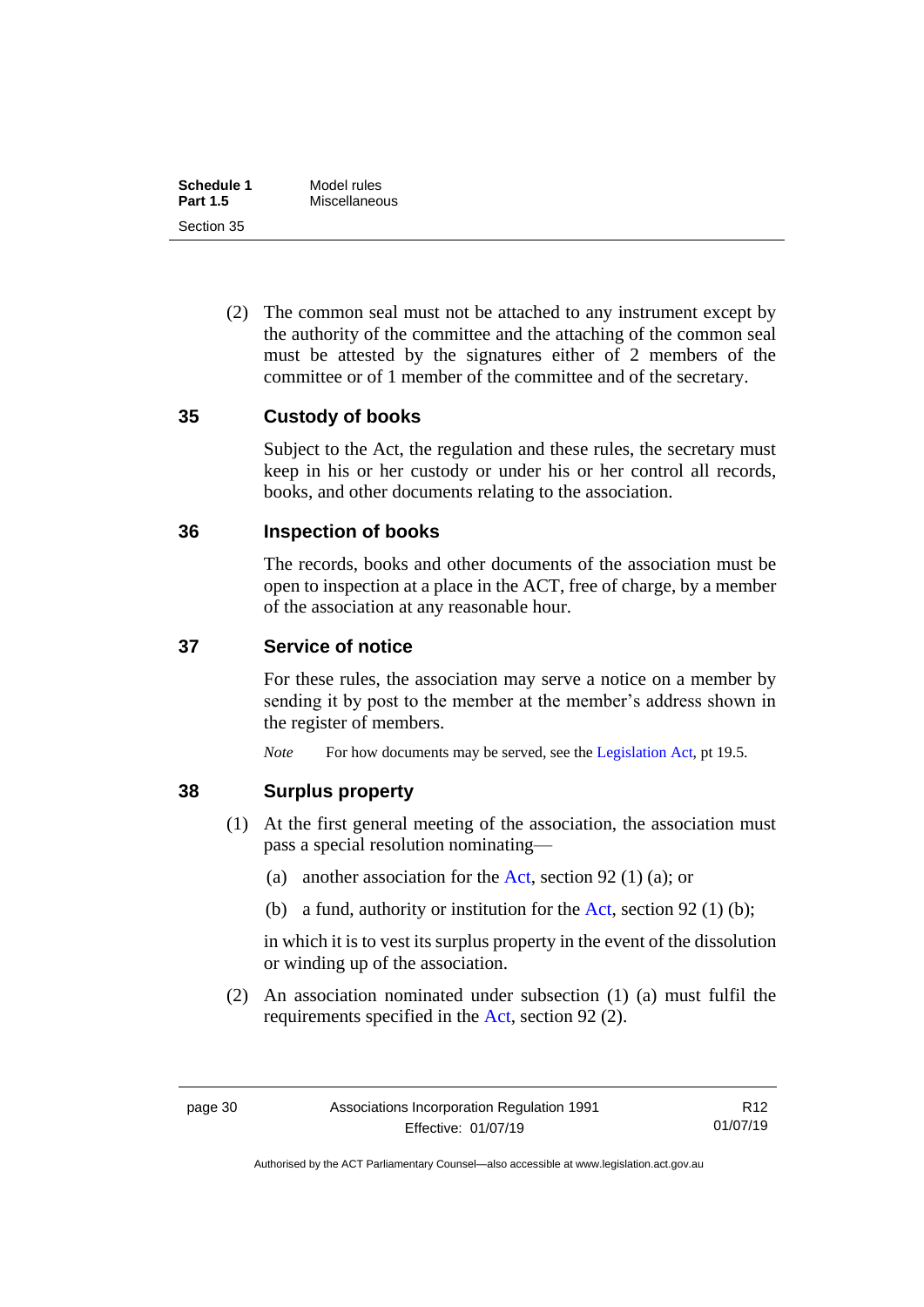(2) The common seal must not be attached to any instrument except by the authority of the committee and the attaching of the common seal must be attested by the signatures either of 2 members of the committee or of 1 member of the committee and of the secretary.

## 35 Custody of books

Subject to the Act, the regulation and these rules, the secretary must keep in his or her custody or under his or her control all records, books, and other documents relating to the association.

## 36 Inspection of books

The records, books and other documents of the association must be open to inspection at a place in the ACT, free of charge, by a member of the association at any reasonable hour.

## 37 Service of notice

For these rules, the association may serve a notice on a member by sending it by post to the member at the member's address shown in the register of members.

*Note* For how documents may be served, see the Legislation Act, pt 19.5.

## 38 Surplus property

(1) At the first general meeting of the association, the association must pass a special resolution nominating—

(a) another association for the Act, section 92 (1) (a); or

(b) a fund, authority or institution for the Act, section 92 (1) (b);

in which it is to vest its surplus property in the event of the dissolution or winding up of the association.

(2) An association nominated under subsection (1) (a) must fulfil the requirements specified in the Act, section 92 (2).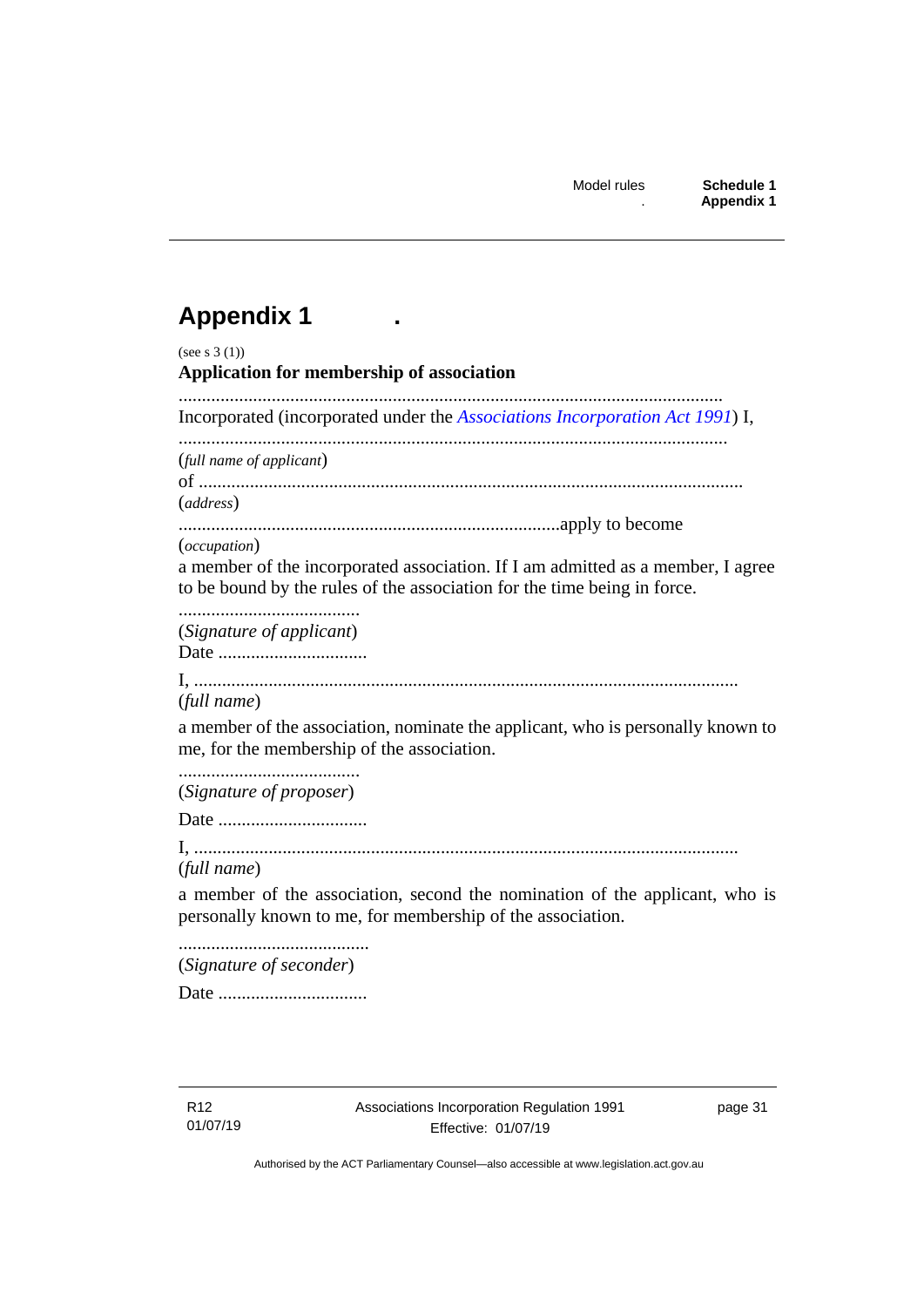# Appendix 1

(see s 3 (1))

**Application for membership of association**

.....................................................................................................................
Incorporated (incorporated under the *Associations Incorporation Act 1991*) I,

.....................................................................................................................
(*full name of applicant*)
of .....................................................................................................................
(*address*)
..................................................................................apply to become
(*occupation*)
a member of the incorporated association. If I am admitted as a member, I agree to be bound by the rules of the association for the time being in force.

.......................................
(*Signature of applicant*)
Date ................................

I, .....................................................................................................................
(*full name*)

a member of the association, nominate the applicant, who is personally known to me, for the membership of the association.

.......................................
(*Signature of proposer*)

Date ................................

I, .....................................................................................................................
(*full name*)

a member of the association, second the nomination of the applicant, who is personally known to me, for membership of the association.

.........................................
(*Signature of seconder*)

Date ................................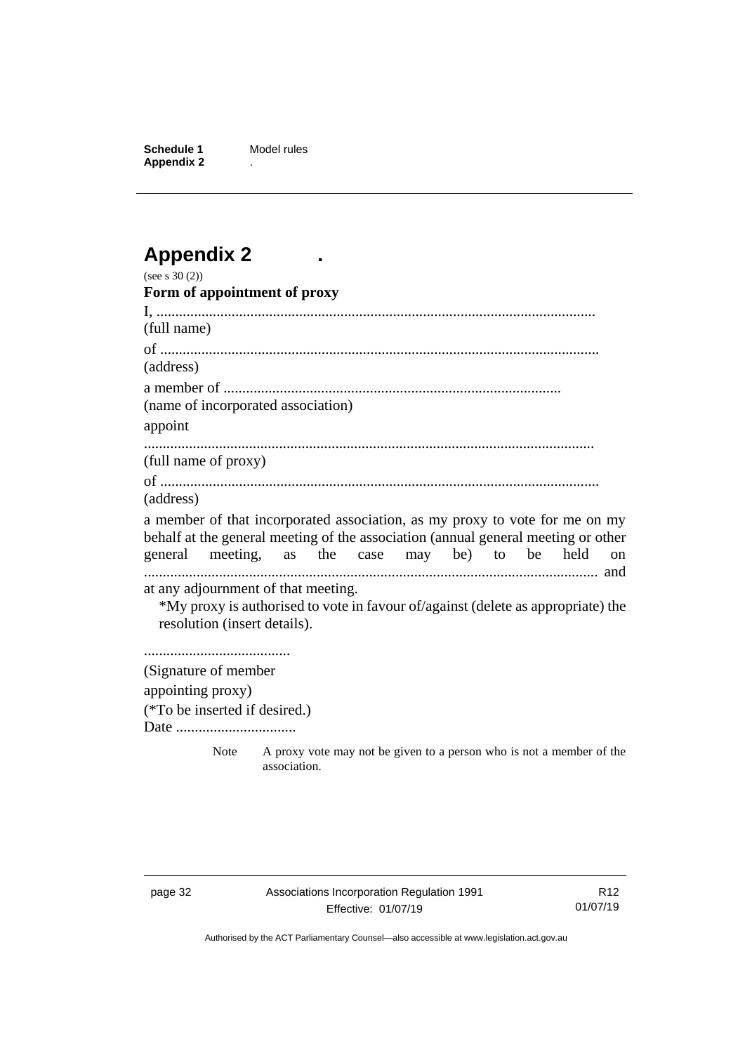# Appendix 2 .

(see s 30 (2))

**Form of appointment of proxy**

I, ......................................................................................................................

(full name)

of ......................................................................................................................

(address)

a member of ..........................................................................................

(name of incorporated association)

appoint

......................................................................................................................

(full name of proxy)

of ......................................................................................................................

(address)

a member of that incorporated association, as my proxy to vote for me on my behalf at the general meeting of the association (annual general meeting or other general meeting, as the case may be) to be held on ...................................................................................................................... and at any adjournment of that meeting.

\*My proxy is authorised to vote in favour of/against (delete as appropriate) the resolution (insert details).

.......................................

(Signature of member appointing proxy)

(\*To be inserted if desired.)

Date ................................

Note A proxy vote may not be given to a person who is not a member of the association.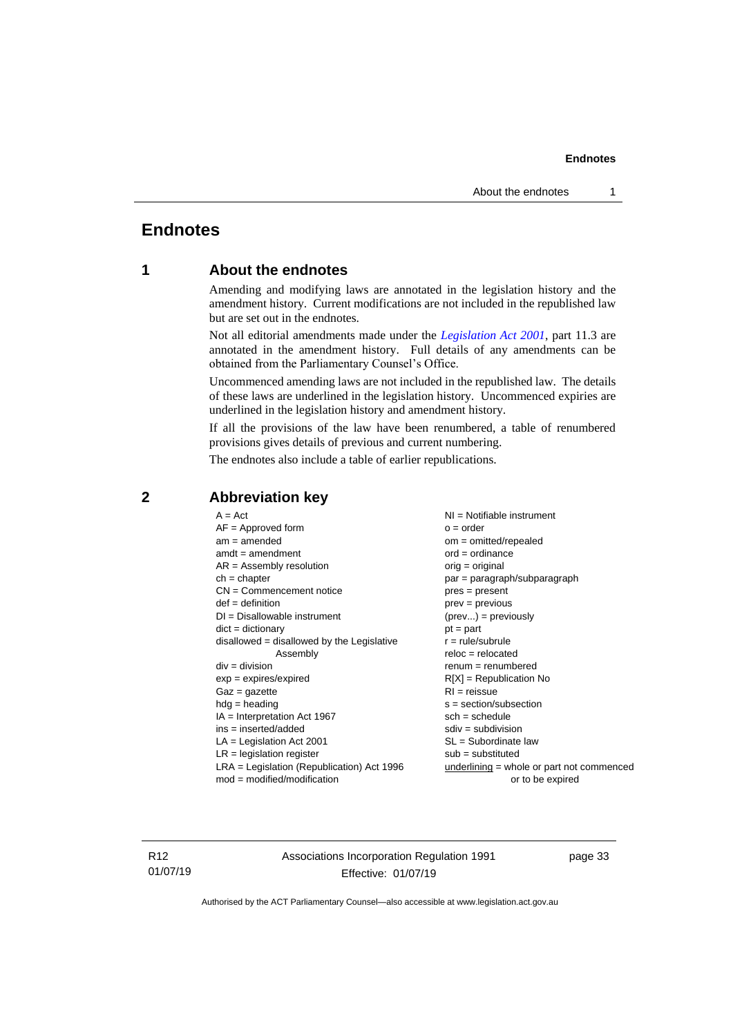# Endnotes

## 1 About the endnotes

Amending and modifying laws are annotated in the legislation history and the amendment history. Current modifications are not included in the republished law but are set out in the endnotes.

Not all editorial amendments made under the *Legislation Act 2001*, part 11.3 are annotated in the amendment history. Full details of any amendments can be obtained from the Parliamentary Counsel's Office.

Uncommenced amending laws are not included in the republished law. The details of these laws are underlined in the legislation history. Uncommenced expiries are underlined in the legislation history and amendment history.

If all the provisions of the law have been renumbered, a table of renumbered provisions gives details of previous and current numbering.

The endnotes also include a table of earlier republications.

## 2 Abbreviation key

A = Act
AF = Approved form
am = amended
amdt = amendment
AR = Assembly resolution
ch = chapter
CN = Commencement notice
def = definition
DI = Disallowable instrument
dict = dictionary
disallowed = disallowed by the Legislative Assembly
div = division
exp = expires/expired
Gaz = gazette
hdg = heading
IA = Interpretation Act 1967
ins = inserted/added
LA = Legislation Act 2001
LR = legislation register
LRA = Legislation (Republication) Act 1996
mod = modified/modification
NI = Notifiable instrument
o = order
om = omitted/repealed
ord = ordinance
orig = original
par = paragraph/subparagraph
pres = present
prev = previous
(prev...) = previously
pt = part
r = rule/subrule
reloc = relocated
renum = renumbered
R[X] = Republication No
RI = reissue
s = section/subsection
sch = schedule
sdiv = subdivision
SL = Subordinate law
sub = substituted
underlining = whole or part not commenced or to be expired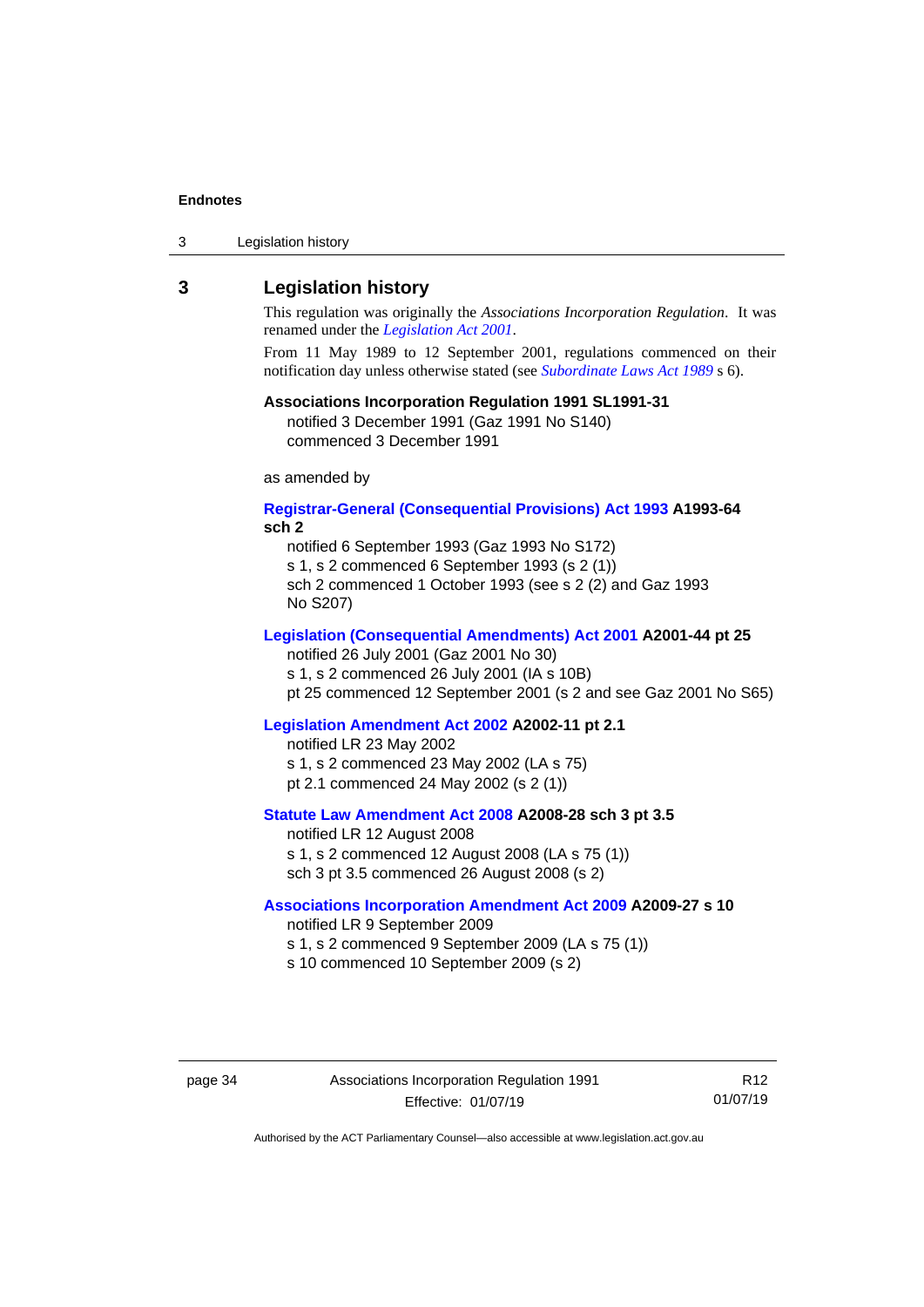## 3 Legislation history

This regulation was originally the *Associations Incorporation Regulation*. It was renamed under the *Legislation Act 2001*.

From 11 May 1989 to 12 September 2001, regulations commenced on their notification day unless otherwise stated (see *Subordinate Laws Act 1989* s 6).

**Associations Incorporation Regulation 1991 SL1991-31**
notified 3 December 1991 (Gaz 1991 No S140)
commenced 3 December 1991

as amended by

**Registrar-General (Consequential Provisions) Act 1993 A1993-64 sch 2**
notified 6 September 1993 (Gaz 1993 No S172)
s 1, s 2 commenced 6 September 1993 (s 2 (1))
sch 2 commenced 1 October 1993 (see s 2 (2) and Gaz 1993 No S207)

**Legislation (Consequential Amendments) Act 2001 A2001-44 pt 25**
notified 26 July 2001 (Gaz 2001 No 30)
s 1, s 2 commenced 26 July 2001 (IA s 10B)
pt 25 commenced 12 September 2001 (s 2 and see Gaz 2001 No S65)

**Legislation Amendment Act 2002 A2002-11 pt 2.1**
notified LR 23 May 2002
s 1, s 2 commenced 23 May 2002 (LA s 75)
pt 2.1 commenced 24 May 2002 (s 2 (1))

**Statute Law Amendment Act 2008 A2008-28 sch 3 pt 3.5**
notified LR 12 August 2008
s 1, s 2 commenced 12 August 2008 (LA s 75 (1))
sch 3 pt 3.5 commenced 26 August 2008 (s 2)

**Associations Incorporation Amendment Act 2009 A2009-27 s 10**
notified LR 9 September 2009
s 1, s 2 commenced 9 September 2009 (LA s 75 (1))
s 10 commenced 10 September 2009 (s 2)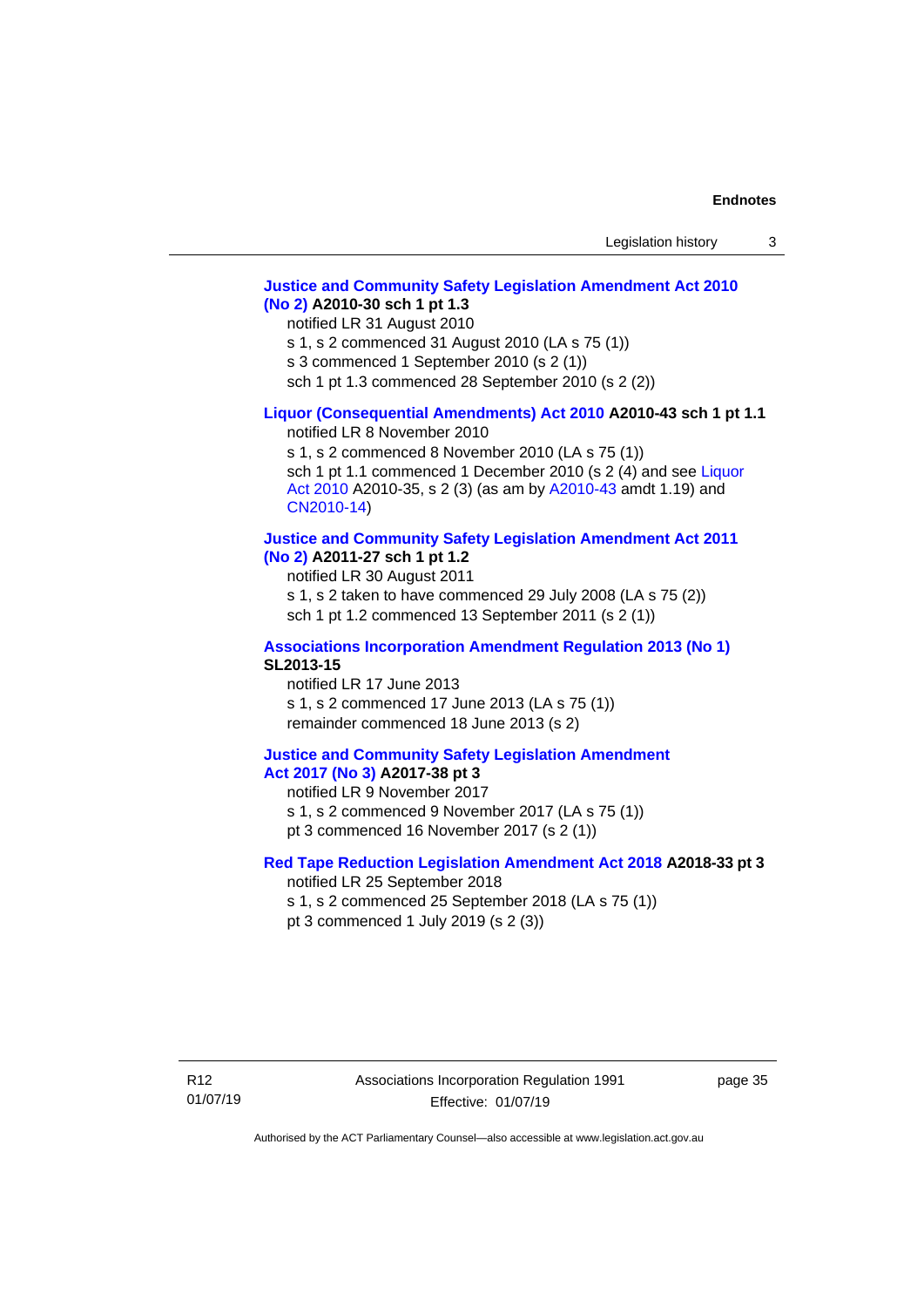**Justice and Community Safety Legislation Amendment Act 2010 (No 2) A2010-30 sch 1 pt 1.3**

notified LR 31 August 2010

s 1, s 2 commenced 31 August 2010 (LA s 75 (1))

s 3 commenced 1 September 2010 (s 2 (1))

sch 1 pt 1.3 commenced 28 September 2010 (s 2 (2))

**Liquor (Consequential Amendments) Act 2010 A2010-43 sch 1 pt 1.1**

notified LR 8 November 2010

s 1, s 2 commenced 8 November 2010 (LA s 75 (1))

sch 1 pt 1.1 commenced 1 December 2010 (s 2 (4) and see Liquor Act 2010 A2010-35, s 2 (3) (as am by A2010-43 amdt 1.19) and CN2010-14)

**Justice and Community Safety Legislation Amendment Act 2011 (No 2) A2011-27 sch 1 pt 1.2**

notified LR 30 August 2011

s 1, s 2 taken to have commenced 29 July 2008 (LA s 75 (2))

sch 1 pt 1.2 commenced 13 September 2011 (s 2 (1))

**Associations Incorporation Amendment Regulation 2013 (No 1) SL2013-15**

notified LR 17 June 2013

s 1, s 2 commenced 17 June 2013 (LA s 75 (1))

remainder commenced 18 June 2013 (s 2)

**Justice and Community Safety Legislation Amendment Act 2017 (No 3) A2017-38 pt 3**

notified LR 9 November 2017

s 1, s 2 commenced 9 November 2017 (LA s 75 (1))

pt 3 commenced 16 November 2017 (s 2 (1))

**Red Tape Reduction Legislation Amendment Act 2018 A2018-33 pt 3**

notified LR 25 September 2018

s 1, s 2 commenced 25 September 2018 (LA s 75 (1))

pt 3 commenced 1 July 2019 (s 2 (3))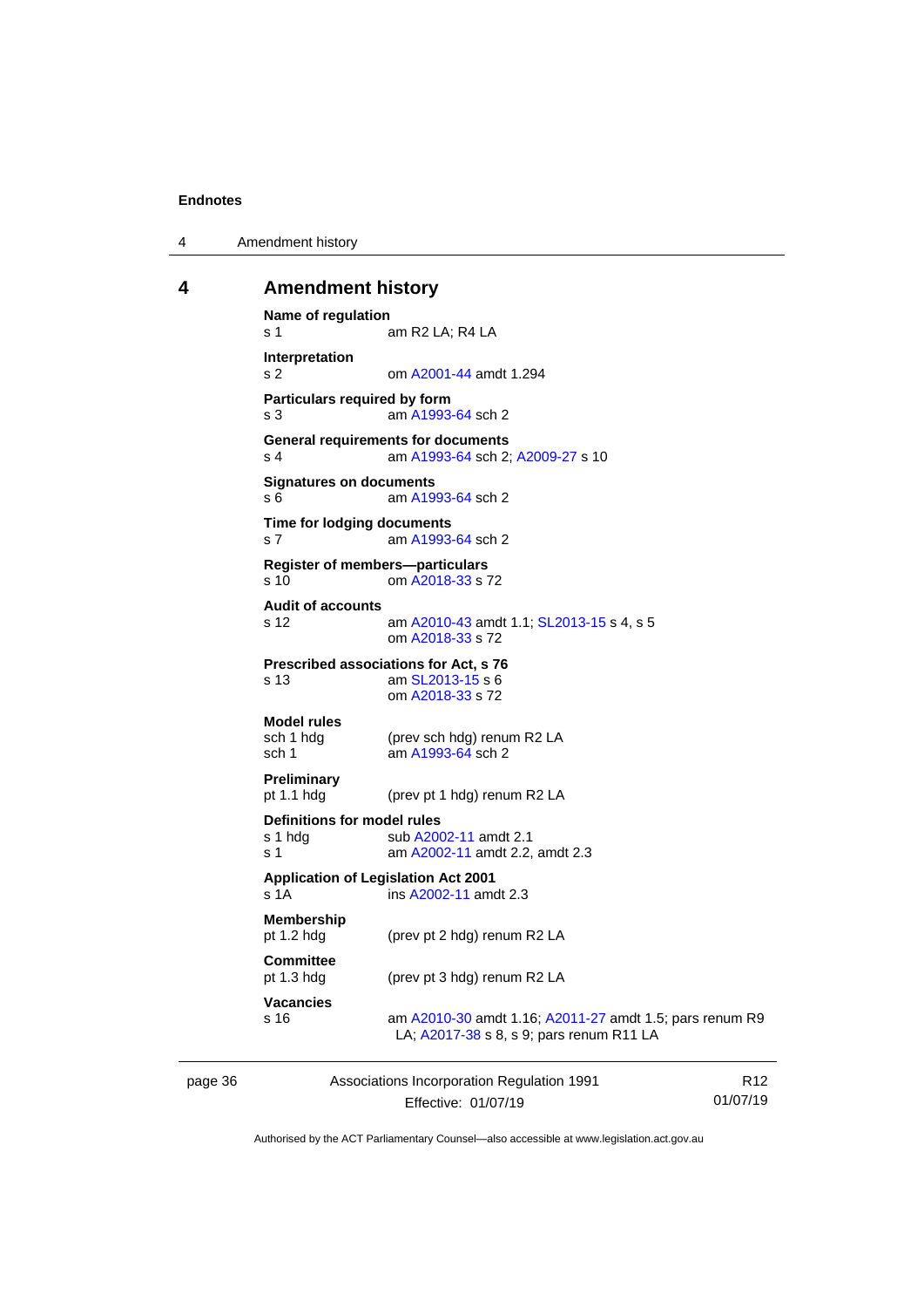## 4 Amendment history

**Name of regulation**
s 1 am R2 LA; R4 LA

**Interpretation**
s 2 om A2001-44 amdt 1.294

**Particulars required by form**
s 3 am A1993-64 sch 2

**General requirements for documents**
s 4 am A1993-64 sch 2; A2009-27 s 10

**Signatures on documents**
s 6 am A1993-64 sch 2

**Time for lodging documents**
s 7 am A1993-64 sch 2

**Register of members—particulars**
s 10 om A2018-33 s 72

**Audit of accounts**
s 12 am A2010-43 amdt 1.1; SL2013-15 s 4, s 5
om A2018-33 s 72

**Prescribed associations for Act, s 76**
s 13 am SL2013-15 s 6
om A2018-33 s 72

**Model rules**
sch 1 hdg (prev sch hdg) renum R2 LA
sch 1 am A1993-64 sch 2

**Preliminary**
pt 1.1 hdg (prev pt 1 hdg) renum R2 LA

**Definitions for model rules**
s 1 hdg sub A2002-11 amdt 2.1
s 1 am A2002-11 amdt 2.2, amdt 2.3

**Application of Legislation Act 2001**
s 1A ins A2002-11 amdt 2.3

**Membership**
pt 1.2 hdg (prev pt 2 hdg) renum R2 LA

**Committee**
pt 1.3 hdg (prev pt 3 hdg) renum R2 LA

**Vacancies**
s 16 am A2010-30 amdt 1.16; A2011-27 amdt 1.5; pars renum R9 LA; A2017-38 s 8, s 9; pars renum R11 LA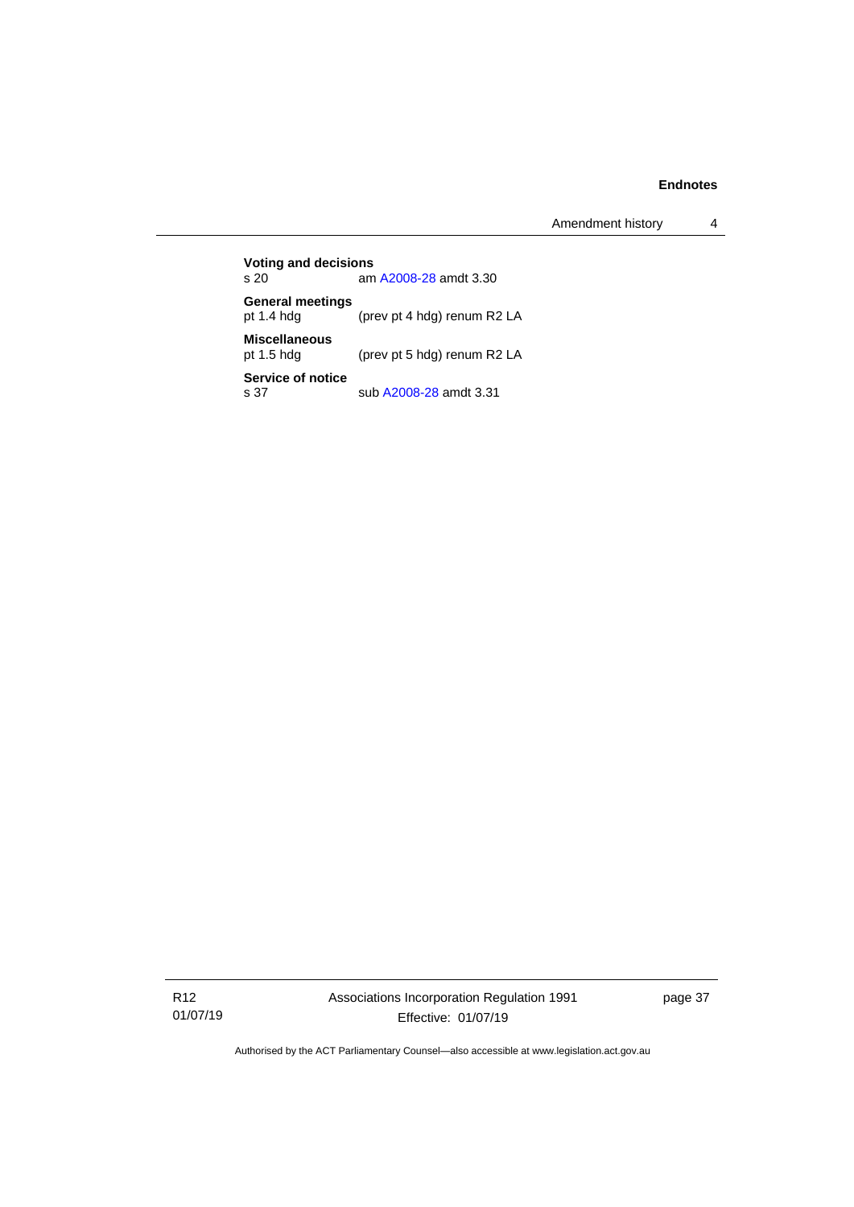**Voting and decisions**

s 20 am A2008-28 amdt 3.30

**General meetings**

pt 1.4 hdg (prev pt 4 hdg) renum R2 LA

**Miscellaneous**

pt 1.5 hdg (prev pt 5 hdg) renum R2 LA

**Service of notice**

s 37 sub A2008-28 amdt 3.31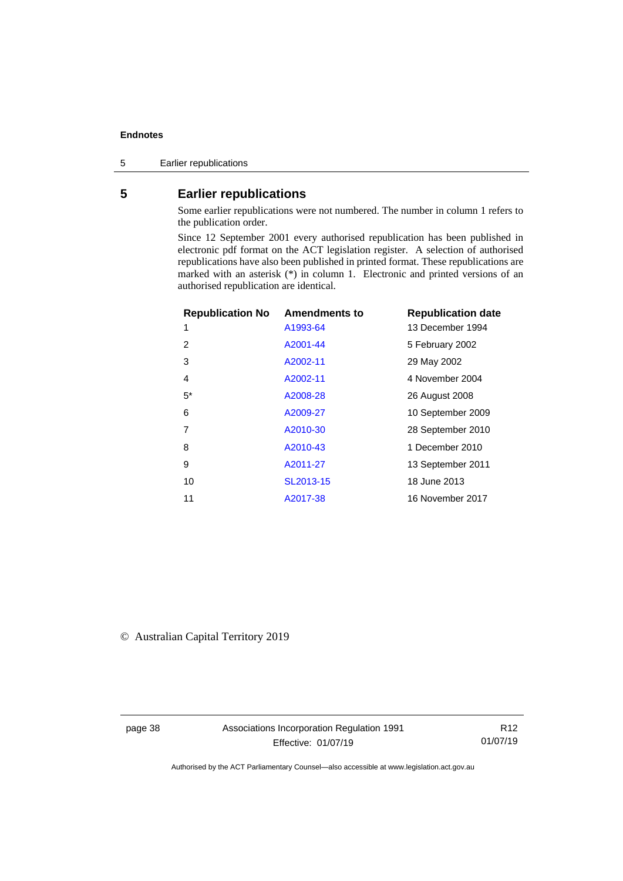## 5 Earlier republications

Some earlier republications were not numbered. The number in column 1 refers to the publication order.

Since 12 September 2001 every authorised republication has been published in electronic pdf format on the ACT legislation register. A selection of authorised republications have also been published in printed format. These republications are marked with an asterisk (*) in column 1. Electronic and printed versions of an authorised republication are identical.

| Republication No | Amendments to | Republication date |
|---|---|---|
| 1 | A1993-64 | 13 December 1994 |
| 2 | A2001-44 | 5 February 2002 |
| 3 | A2002-11 | 29 May 2002 |
| 4 | A2002-11 | 4 November 2004 |
| 5* | A2008-28 | 26 August 2008 |
| 6 | A2009-27 | 10 September 2009 |
| 7 | A2010-30 | 28 September 2010 |
| 8 | A2010-43 | 1 December 2010 |
| 9 | A2011-27 | 13 September 2011 |
| 10 | SL2013-15 | 18 June 2013 |
| 11 | A2017-38 | 16 November 2017 |

© Australian Capital Territory 2019